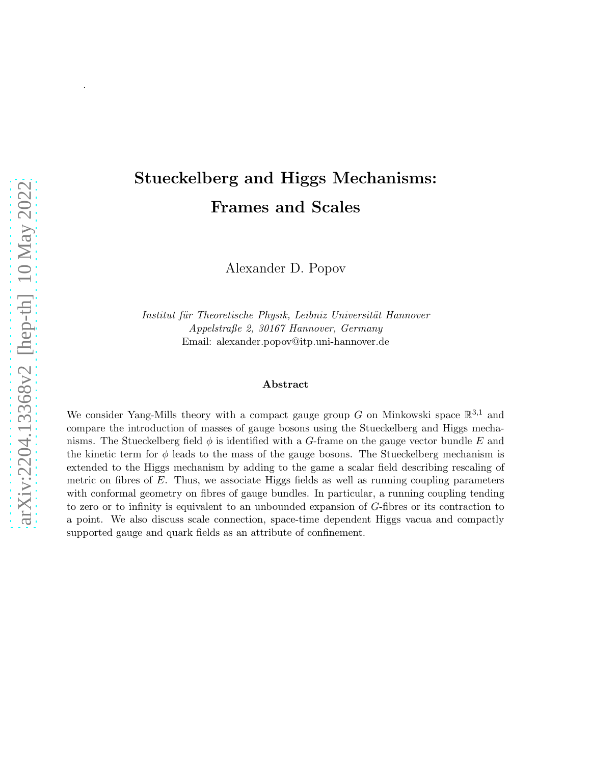# Stueckelberg and Higgs Mechanisms: Frames and Scales

Alexander D. Popov

*Institut für Theoretische Physik, Leibniz Universität Hannover*
*Appelstraße 2, 30167 Hannover, Germany*
Email: alexander.popov@itp.uni-hannover.de

### Abstract

We consider Yang-Mills theory with a compact gauge group $G$ on Minkowski space $\mathbb{R}^{3,1}$ and compare the introduction of masses of gauge bosons using the Stueckelberg and Higgs mechanisms. The Stueckelberg field $\phi$ is identified with a $G$-frame on the gauge vector bundle $E$ and the kinetic term for $\phi$ leads to the mass of the gauge bosons. The Stueckelberg mechanism is extended to the Higgs mechanism by adding to the game a scalar field describing rescaling of metric on fibres of $E$. Thus, we associate Higgs fields as well as running coupling parameters with conformal geometry on fibres of gauge bundles. In particular, a running coupling tending to zero or to infinity is equivalent to an unbounded expansion of $G$-fibres or its contraction to a point. We also discuss scale connection, space-time dependent Higgs vacua and compactly supported gauge and quark fields as an attribute of confinement.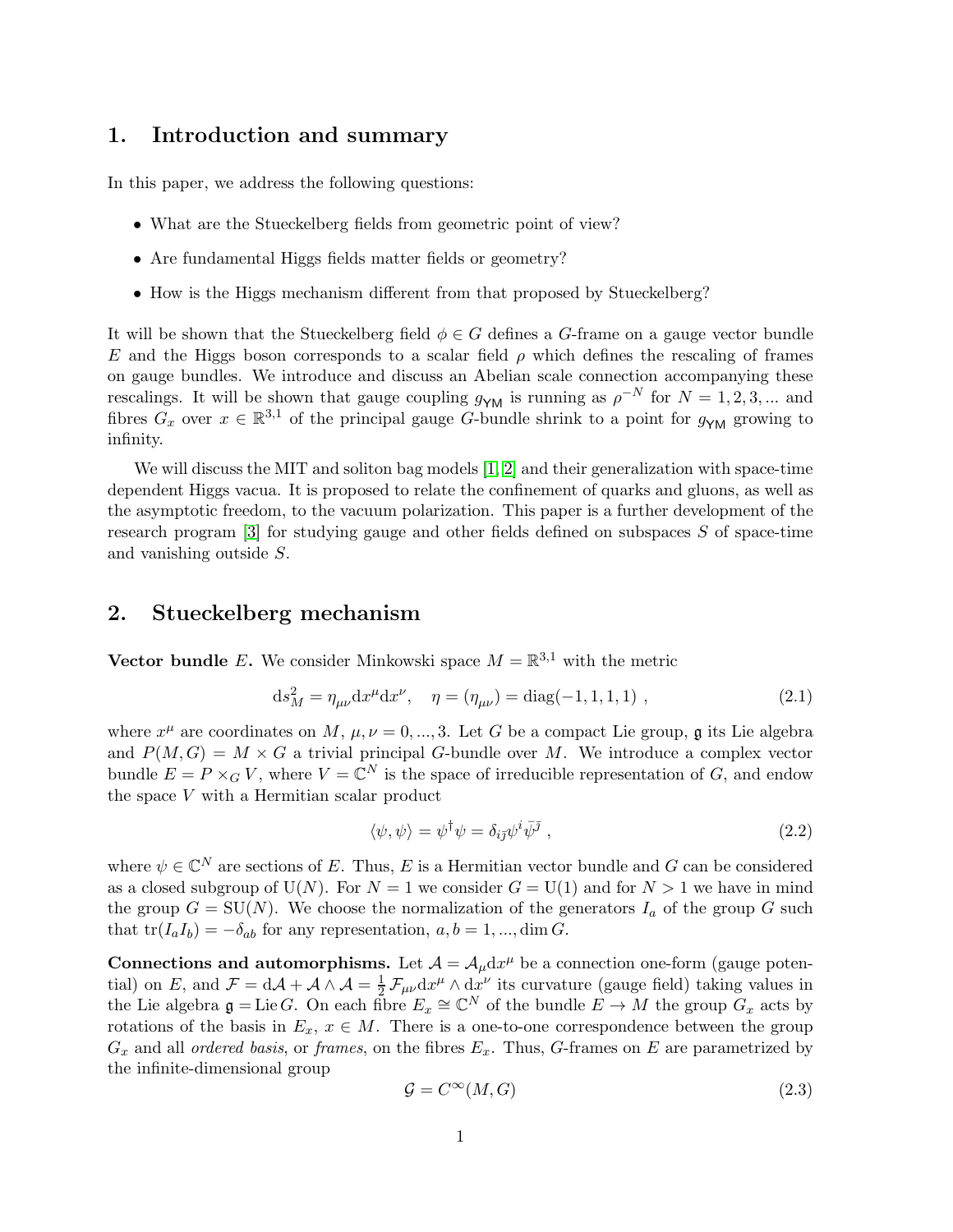## 1. Introduction and summary

In this paper, we address the following questions:

- What are the Stueckelberg fields from geometric point of view?
- Are fundamental Higgs fields matter fields or geometry?
- How is the Higgs mechanism different from that proposed by Stueckelberg?

It will be shown that the Stueckelberg field $\phi \in G$ defines a $G$-frame on a gauge vector bundle $E$ and the Higgs boson corresponds to a scalar field $\rho$ which defines the rescaling of frames on gauge bundles. We introduce and discuss an Abelian scale connection accompanying these rescalings. It will be shown that gauge coupling $g_{\mathsf{YM}}$ is running as $\rho^{-N}$ for $N = 1, 2, 3, ...$ and fibres $G_x$ over $x \in \mathbb{R}^{3,1}$ of the principal gauge $G$-bundle shrink to a point for $g_{\mathsf{YM}}$ growing to infinity.

We will discuss the MIT and soliton bag models [1, 2] and their generalization with space-time dependent Higgs vacua. It is proposed to relate the confinement of quarks and gluons, as well as the asymptotic freedom, to the vacuum polarization. This paper is a further development of the research program [3] for studying gauge and other fields defined on subspaces $S$ of space-time and vanishing outside $S$.

## 2. Stueckelberg mechanism

**Vector bundle $E$.** We consider Minkowski space $M = \mathbb{R}^{3,1}$ with the metric

$$\mathrm{d}s_M^2 = \eta_{\mu\nu}\mathrm{d}x^\mu \mathrm{d}x^\nu, \quad \eta = (\eta_{\mu\nu}) = \mathrm{diag}(-1, 1, 1, 1) \ , \tag{2.1}$$

where $x^\mu$ are coordinates on $M$, $\mu, \nu = 0, ..., 3$. Let $G$ be a compact Lie group, $\mathfrak{g}$ its Lie algebra and $P(M, G) = M \times G$ a trivial principal $G$-bundle over $M$. We introduce a complex vector bundle $E = P \times_G V$, where $V = \mathbb{C}^N$ is the space of irreducible representation of $G$, and endow the space $V$ with a Hermitian scalar product

$$\langle \psi, \psi \rangle = \psi^\dagger \psi = \delta_{i\bar{j}} \psi^i \bar{\psi}^{\bar{j}} \ , \tag{2.2}$$

where $\psi \in \mathbb{C}^N$ are sections of $E$. Thus, $E$ is a Hermitian vector bundle and $G$ can be considered as a closed subgroup of $\mathrm{U}(N)$. For $N = 1$ we consider $G = \mathrm{U}(1)$ and for $N > 1$ we have in mind the group $G = \mathrm{SU}(N)$. We choose the normalization of the generators $I_a$ of the group $G$ such that $\mathrm{tr}(I_a I_b) = -\delta_{ab}$ for any representation, $a, b = 1, ..., \dim G$.

**Connections and automorphisms.** Let $\mathcal{A} = \mathcal{A}_\mu \mathrm{d}x^\mu$ be a connection one-form (gauge potential) on $E$, and $\mathcal{F} = \mathrm{d}\mathcal{A} + \mathcal{A} \wedge \mathcal{A} = \frac{1}{2}\mathcal{F}_{\mu\nu}\mathrm{d}x^\mu \wedge \mathrm{d}x^\nu$ its curvature (gauge field) taking values in the Lie algebra $\mathfrak{g} = \mathrm{Lie}\, G$. On each fibre $E_x \cong \mathbb{C}^N$ of the bundle $E \to M$ the group $G_x$ acts by rotations of the basis in $E_x$, $x \in M$. There is a one-to-one correspondence between the group $G_x$ and all *ordered basis*, or *frames*, on the fibres $E_x$. Thus, $G$-frames on $E$ are parametrized by the infinite-dimensional group

$$\mathcal{G} = C^\infty(M, G) \tag{2.3}$$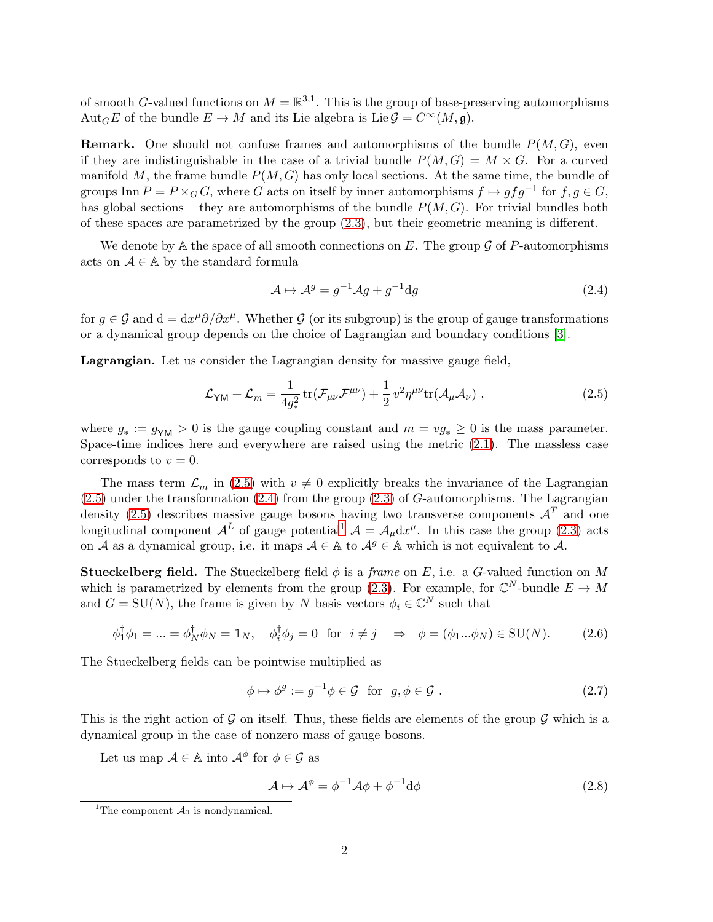of smooth $G$-valued functions on $M = \mathbb{R}^{3,1}$. This is the group of base-preserving automorphisms $\mathrm{Aut}_G E$ of the bundle $E \to M$ and its Lie algebra is $\mathrm{Lie}\,\mathcal{G} = C^\infty(M, \mathfrak{g})$.

**Remark.** One should not confuse frames and automorphisms of the bundle $P(M,G)$, even if they are indistinguishable in the case of a trivial bundle $P(M,G) = M \times G$. For a curved manifold $M$, the frame bundle $P(M,G)$ has only local sections. At the same time, the bundle of groups $\mathrm{Inn}\, P = P \times_G G$, where $G$ acts on itself by inner automorphisms $f \mapsto gfg^{-1}$ for $f, g \in G$, has global sections – they are automorphisms of the bundle $P(M,G)$. For trivial bundles both of these spaces are parametrized by the group (2.3), but their geometric meaning is different.

We denote by $\mathbb{A}$ the space of all smooth connections on $E$. The group $\mathcal{G}$ of $P$-automorphisms acts on $\mathcal{A} \in \mathbb{A}$ by the standard formula

$$\mathcal{A} \mapsto \mathcal{A}^g = g^{-1}\mathcal{A}g + g^{-1}\mathrm{d}g \tag{2.4}$$

for $g \in \mathcal{G}$ and $\mathrm{d} = \mathrm{d}x^\mu \partial/\partial x^\mu$. Whether $\mathcal{G}$ (or its subgroup) is the group of gauge transformations or a dynamical group depends on the choice of Lagrangian and boundary conditions [3].

**Lagrangian.** Let us consider the Lagrangian density for massive gauge field,

$$\mathcal{L}_{\mathsf{YM}} + \mathcal{L}_m = \frac{1}{4g_*^2}\,\mathrm{tr}(\mathcal{F}_{\mu\nu}\mathcal{F}^{\mu\nu}) + \frac{1}{2}\,v^2\eta^{\mu\nu}\mathrm{tr}(\mathcal{A}_\mu\mathcal{A}_\nu)\ , \tag{2.5}$$

where $g_* := g_{\mathsf{YM}} > 0$ is the gauge coupling constant and $m = vg_* \geq 0$ is the mass parameter. Space-time indices here and everywhere are raised using the metric (2.1). The massless case corresponds to $v = 0$.

The mass term $\mathcal{L}_m$ in (2.5) with $v \neq 0$ explicitly breaks the invariance of the Lagrangian (2.5) under the transformation (2.4) from the group (2.3) of $G$-automorphisms. The Lagrangian density (2.5) describes massive gauge bosons having two transverse components $\mathcal{A}^T$ and one longitudinal component $\mathcal{A}^L$ of gauge potential[1] $\mathcal{A} = \mathcal{A}_\mu \mathrm{d}x^\mu$. In this case the group (2.3) acts on $\mathcal{A}$ as a dynamical group, i.e. it maps $\mathcal{A} \in \mathbb{A}$ to $\mathcal{A}^g \in \mathbb{A}$ which is not equivalent to $\mathcal{A}$.

**Stueckelberg field.** The Stueckelberg field $\phi$ is a *frame* on $E$, i.e. a $G$-valued function on $M$ which is parametrized by elements from the group (2.3). For example, for $\mathbb{C}^N$-bundle $E \to M$ and $G = \mathrm{SU}(N)$, the frame is given by $N$ basis vectors $\phi_i \in \mathbb{C}^N$ such that

$$\phi_1^\dagger\phi_1 = \ldots = \phi_N^\dagger\phi_N = \mathbb{1}_N, \quad \phi_i^\dagger\phi_j = 0 \ \text{ for } \ i \neq j \quad \Rightarrow \quad \phi = (\phi_1 \ldots \phi_N) \in \mathrm{SU}(N). \tag{2.6}$$

The Stueckelberg fields can be pointwise multiplied as

$$\phi \mapsto \phi^g := g^{-1}\phi \in \mathcal{G} \ \text{ for } \ g, \phi \in \mathcal{G}\ . \tag{2.7}$$

This is the right action of $\mathcal{G}$ on itself. Thus, these fields are elements of the group $\mathcal{G}$ which is a dynamical group in the case of nonzero mass of gauge bosons.

Let us map $\mathcal{A} \in \mathbb{A}$ into $\mathcal{A}^\phi$ for $\phi \in \mathcal{G}$ as

$$\mathcal{A} \mapsto \mathcal{A}^\phi = \phi^{-1}\mathcal{A}\phi + \phi^{-1}\mathrm{d}\phi \tag{2.8}$$

[1] The component $\mathcal{A}_0$ is nondynamical.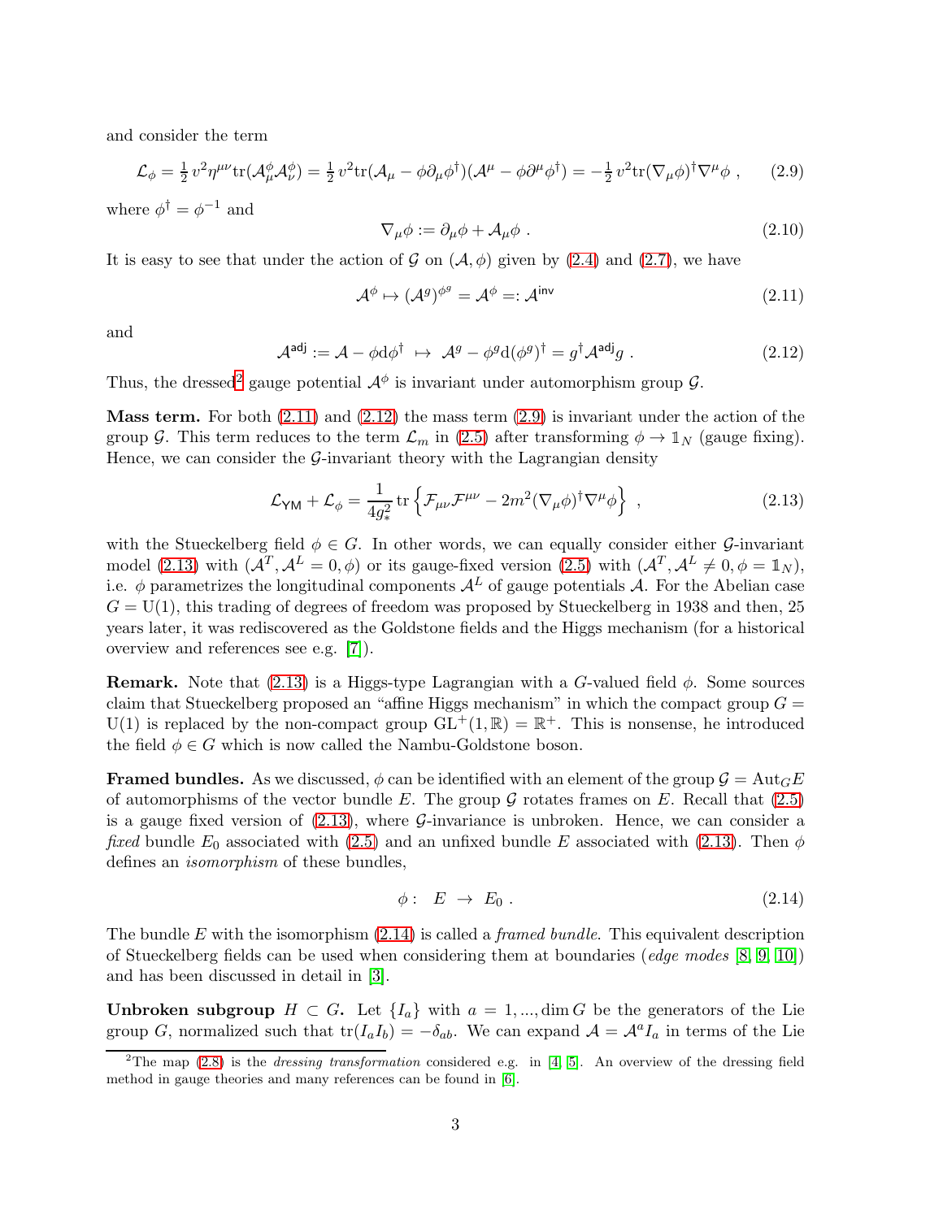and consider the term

$$\mathcal{L}_\phi = \tfrac{1}{2}\,v^2\eta^{\mu\nu}\mathrm{tr}(\mathcal{A}^\phi_\mu\mathcal{A}^\phi_\nu) = \tfrac{1}{2}\,v^2\mathrm{tr}(\mathcal{A}_\mu - \phi\partial_\mu\phi^\dagger)(\mathcal{A}^\mu - \phi\partial^\mu\phi^\dagger) = -\tfrac{1}{2}\,v^2\mathrm{tr}(\nabla_\mu\phi)^\dagger\nabla^\mu\phi\ , \tag{2.9}$$

where $\phi^\dagger = \phi^{-1}$ and

$$\nabla_\mu\phi := \partial_\mu\phi + \mathcal{A}_\mu\phi\ . \tag{2.10}$$

It is easy to see that under the action of $\mathcal{G}$ on $(\mathcal{A},\phi)$ given by (2.4) and (2.7), we have

$$\mathcal{A}^\phi \mapsto (\mathcal{A}^g)^{\phi^g} = \mathcal{A}^\phi =: \mathcal{A}^{\mathsf{inv}} \tag{2.11}$$

and

$$\mathcal{A}^{\mathsf{adj}} := \mathcal{A} - \phi\mathrm{d}\phi^\dagger \ \mapsto\ \mathcal{A}^g - \phi^g\mathrm{d}(\phi^g)^\dagger = g^\dagger\mathcal{A}^{\mathsf{adj}}g\ . \tag{2.12}$$

Thus, the dressed[2] gauge potential $\mathcal{A}^\phi$ is invariant under automorphism group $\mathcal{G}$.

**Mass term.** For both (2.11) and (2.12) the mass term (2.9) is invariant under the action of the group $\mathcal{G}$. This term reduces to the term $\mathcal{L}_m$ in (2.5) after transforming $\phi \to \mathbb{1}_N$ (gauge fixing). Hence, we can consider the $\mathcal{G}$-invariant theory with the Lagrangian density

$$\mathcal{L}_{\mathsf{YM}} + \mathcal{L}_\phi = \frac{1}{4g_*^2}\,\mathrm{tr}\left\{\mathcal{F}_{\mu\nu}\mathcal{F}^{\mu\nu} - 2m^2(\nabla_\mu\phi)^\dagger\nabla^\mu\phi\right\}\ , \tag{2.13}$$

with the Stueckelberg field $\phi \in G$. In other words, we can equally consider either $\mathcal{G}$-invariant model (2.13) with $(\mathcal{A}^T, \mathcal{A}^L = 0, \phi)$ or its gauge-fixed version (2.5) with $(\mathcal{A}^T, \mathcal{A}^L \neq 0, \phi = \mathbb{1}_N)$, i.e. $\phi$ parametrizes the longitudinal components $\mathcal{A}^L$ of gauge potentials $\mathcal{A}$. For the Abelian case $G = \mathrm{U}(1)$, this trading of degrees of freedom was proposed by Stueckelberg in 1938 and then, 25 years later, it was rediscovered as the Goldstone fields and the Higgs mechanism (for a historical overview and references see e.g. [7]).

**Remark.** Note that (2.13) is a Higgs-type Lagrangian with a $G$-valued field $\phi$. Some sources claim that Stueckelberg proposed an "affine Higgs mechanism" in which the compact group $G = \mathrm{U}(1)$ is replaced by the non-compact group $\mathrm{GL}^+(1,\mathbb{R}) = \mathbb{R}^+$. This is nonsense, he introduced the field $\phi \in G$ which is now called the Nambu-Goldstone boson.

**Framed bundles.** As we discussed, $\phi$ can be identified with an element of the group $\mathcal{G} = \mathrm{Aut}_G E$ of automorphisms of the vector bundle $E$. The group $\mathcal{G}$ rotates frames on $E$. Recall that (2.5) is a gauge fixed version of (2.13), where $\mathcal{G}$-invariance is unbroken. Hence, we can consider a *fixed* bundle $E_0$ associated with (2.5) and an unfixed bundle $E$ associated with (2.13). Then $\phi$ defines an *isomorphism* of these bundles,

$$\phi:\ \ E\ \to\ E_0\ . \tag{2.14}$$

The bundle $E$ with the isomorphism (2.14) is called a *framed bundle*. This equivalent description of Stueckelberg fields can be used when considering them at boundaries (*edge modes* [8, 9, 10]) and has been discussed in detail in [3].

**Unbroken subgroup $H \subset G$.** Let $\{I_a\}$ with $a = 1, ..., \dim G$ be the generators of the Lie group $G$, normalized such that $\mathrm{tr}(I_aI_b) = -\delta_{ab}$. We can expand $\mathcal{A} = \mathcal{A}^aI_a$ in terms of the Lie

---

[2] The map (2.8) is the *dressing transformation* considered e.g. in [4, 5]. An overview of the dressing field method in gauge theories and many references can be found in [6].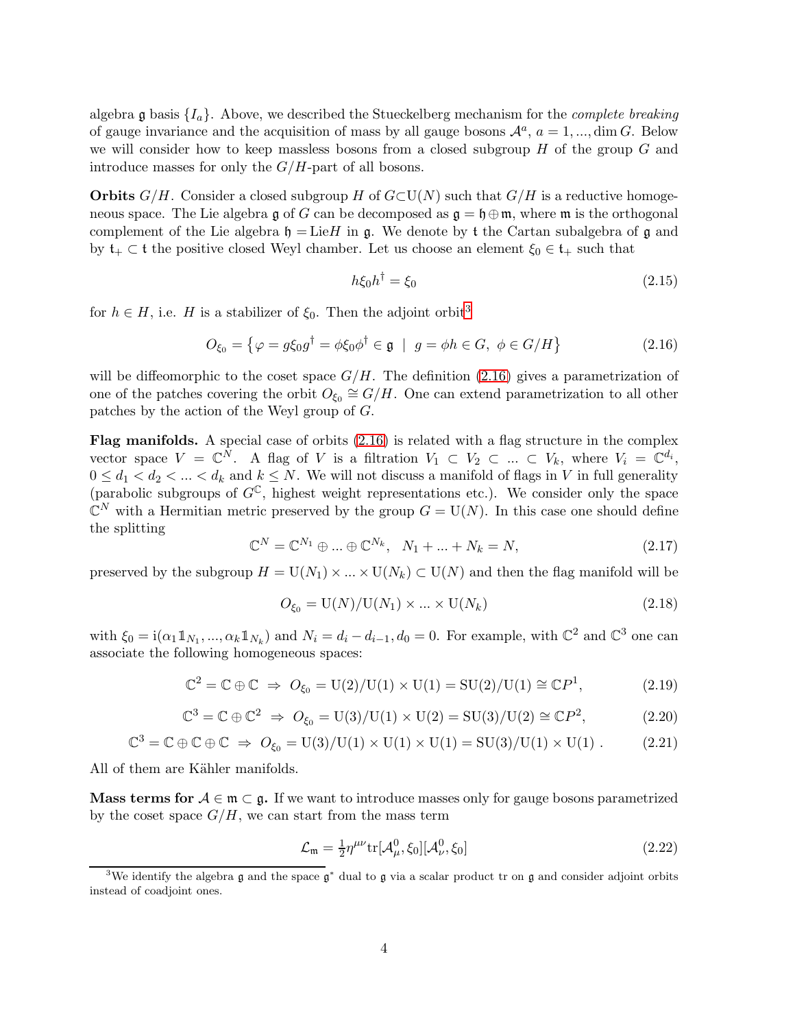algebra $\mathfrak{g}$ basis $\{I_a\}$. Above, we described the Stueckelberg mechanism for the *complete breaking* of gauge invariance and the acquisition of mass by all gauge bosons $\mathcal{A}^a$, $a = 1, ..., \dim G$. Below we will consider how to keep massless bosons from a closed subgroup $H$ of the group $G$ and introduce masses for only the $G/H$-part of all bosons.

**Orbits $G/H$.** Consider a closed subgroup $H$ of $G{\subset}\mathrm{U}(N)$ such that $G/H$ is a reductive homogeneous space. The Lie algebra $\mathfrak{g}$ of $G$ can be decomposed as $\mathfrak{g} = \mathfrak{h} \oplus \mathfrak{m}$, where $\mathfrak{m}$ is the orthogonal complement of the Lie algebra $\mathfrak{h} = \mathrm{Lie}H$ in $\mathfrak{g}$. We denote by $\mathfrak{t}$ the Cartan subalgebra of $\mathfrak{g}$ and by $\mathfrak{t}_+ \subset \mathfrak{t}$ the positive closed Weyl chamber. Let us choose an element $\xi_0 \in \mathfrak{t}_+$ such that

$$h\xi_0 h^\dagger = \xi_0 \tag{2.15}$$

for $h \in H$, i.e. $H$ is a stabilizer of $\xi_0$. Then the adjoint orbit[3]

$$O_{\xi_0} = \left\{\varphi = g\xi_0 g^\dagger = \phi\xi_0\phi^\dagger \in \mathfrak{g} \;\mid\; g = \phi h \in G,\ \phi \in G/H\right\} \tag{2.16}$$

will be diffeomorphic to the coset space $G/H$. The definition (2.16) gives a parametrization of one of the patches covering the orbit $O_{\xi_0} \cong G/H$. One can extend parametrization to all other patches by the action of the Weyl group of $G$.

**Flag manifolds.** A special case of orbits (2.16) is related with a flag structure in the complex vector space $V = \mathbb{C}^N$. A flag of $V$ is a filtration $V_1 \subset V_2 \subset ... \subset V_k$, where $V_i = \mathbb{C}^{d_i}$, $0 \le d_1 < d_2 < ... < d_k$ and $k \le N$. We will not discuss a manifold of flags in $V$ in full generality (parabolic subgroups of $G^{\mathbb{C}}$, highest weight representations etc.). We consider only the space $\mathbb{C}^N$ with a Hermitian metric preserved by the group $G = \mathrm{U}(N)$. In this case one should define the splitting

$$\mathbb{C}^N = \mathbb{C}^{N_1} \oplus ... \oplus \mathbb{C}^{N_k},\quad N_1 + ... + N_k = N, \tag{2.17}$$

preserved by the subgroup $H = \mathrm{U}(N_1) \times ... \times \mathrm{U}(N_k) \subset \mathrm{U}(N)$ and then the flag manifold will be

$$O_{\xi_0} = \mathrm{U}(N)/\mathrm{U}(N_1) \times ... \times \mathrm{U}(N_k) \tag{2.18}$$

with $\xi_0 = \mathrm{i}(\alpha_1 \mathbb{1}_{N_1}, ..., \alpha_k \mathbb{1}_{N_k})$ and $N_i = d_i - d_{i-1}, d_0 = 0$. For example, with $\mathbb{C}^2$ and $\mathbb{C}^3$ one can associate the following homogeneous spaces:

$$\mathbb{C}^2 = \mathbb{C} \oplus \mathbb{C} \;\Rightarrow\; O_{\xi_0} = \mathrm{U}(2)/\mathrm{U}(1) \times \mathrm{U}(1) = \mathrm{SU}(2)/\mathrm{U}(1) \cong \mathbb{C}P^1, \tag{2.19}$$

$$\mathbb{C}^3 = \mathbb{C} \oplus \mathbb{C}^2 \;\Rightarrow\; O_{\xi_0} = \mathrm{U}(3)/\mathrm{U}(1) \times \mathrm{U}(2) = \mathrm{SU}(3)/\mathrm{U}(2) \cong \mathbb{C}P^2, \tag{2.20}$$

$$\mathbb{C}^3 = \mathbb{C} \oplus \mathbb{C} \oplus \mathbb{C} \;\Rightarrow\; O_{\xi_0} = \mathrm{U}(3)/\mathrm{U}(1) \times \mathrm{U}(1) \times \mathrm{U}(1) = \mathrm{SU}(3)/\mathrm{U}(1) \times \mathrm{U}(1)\ . \tag{2.21}$$

All of them are Kähler manifolds.

**Mass terms for $\mathcal{A} \in \mathfrak{m} \subset \mathfrak{g}$.** If we want to introduce masses only for gauge bosons parametrized by the coset space $G/H$, we can start from the mass term

$$\mathcal{L}_{\mathfrak{m}} = \tfrac{1}{2}\eta^{\mu\nu}\mathrm{tr}[\mathcal{A}^0_\mu, \xi_0][\mathcal{A}^0_\nu, \xi_0] \tag{2.22}$$

[3] We identify the algebra $\mathfrak{g}$ and the space $\mathfrak{g}^*$ dual to $\mathfrak{g}$ via a scalar product tr on $\mathfrak{g}$ and consider adjoint orbits instead of coadjoint ones.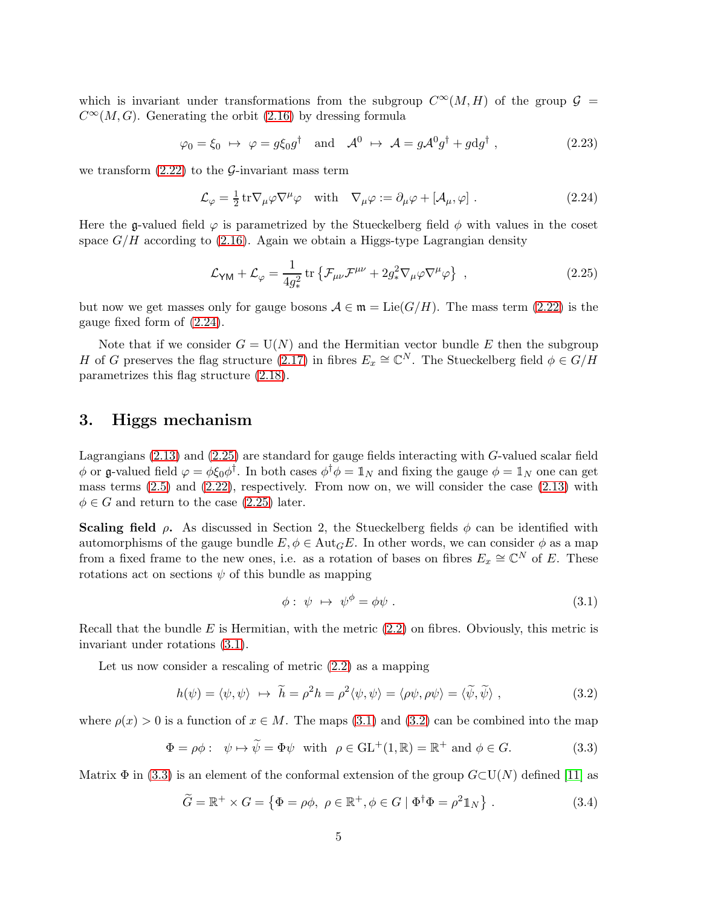which is invariant under transformations from the subgroup $C^\infty(M,H)$ of the group $\mathcal{G} = C^\infty(M,G)$. Generating the orbit (2.16) by dressing formula

$$\varphi_0 = \xi_0 \ \mapsto\ \varphi = g\xi_0 g^\dagger \quad \text{and} \quad \mathcal{A}^0 \ \mapsto\ \mathcal{A} = g\mathcal{A}^0 g^\dagger + g\mathrm{d}g^\dagger \ , \tag{2.23}$$

we transform (2.22) to the $\mathcal{G}$-invariant mass term

$$\mathcal{L}_\varphi = \tfrac{1}{2}\,\mathrm{tr}\nabla_\mu\varphi\nabla^\mu\varphi \quad \text{with} \quad \nabla_\mu\varphi := \partial_\mu\varphi + [\mathcal{A}_\mu,\varphi] \ . \tag{2.24}$$

Here the $\mathfrak{g}$-valued field $\varphi$ is parametrized by the Stueckelberg field $\phi$ with values in the coset space $G/H$ according to (2.16). Again we obtain a Higgs-type Lagrangian density

$$\mathcal{L}_{\mathsf{YM}} + \mathcal{L}_\varphi = \frac{1}{4g_*^2}\,\mathrm{tr}\left\{\mathcal{F}_{\mu\nu}\mathcal{F}^{\mu\nu} + 2g_*^2\nabla_\mu\varphi\nabla^\mu\varphi\right\} \ , \tag{2.25}$$

but now we get masses only for gauge bosons $\mathcal{A}\in\mathfrak{m} = \mathrm{Lie}(G/H)$. The mass term (2.22) is the gauge fixed form of (2.24).

Note that if we consider $G = \mathrm{U}(N)$ and the Hermitian vector bundle $E$ then the subgroup $H$ of $G$ preserves the flag structure (2.17) in fibres $E_x \cong \mathbb{C}^N$. The Stueckelberg field $\phi\in G/H$ parametrizes this flag structure (2.18).

## 3. Higgs mechanism

Lagrangians (2.13) and (2.25) are standard for gauge fields interacting with $G$-valued scalar field $\phi$ or $\mathfrak{g}$-valued field $\varphi = \phi\xi_0\phi^\dagger$. In both cases $\phi^\dagger\phi = \mathbb{1}_N$ and fixing the gauge $\phi = \mathbb{1}_N$ one can get mass terms (2.5) and (2.22), respectively. From now on, we will consider the case (2.13) with $\phi\in G$ and return to the case (2.25) later.

**Scaling field $\rho$.** As discussed in Section 2, the Stueckelberg fields $\phi$ can be identified with automorphisms of the gauge bundle $E, \phi\in\mathrm{Aut}_G E$. In other words, we can consider $\phi$ as a map from a fixed frame to the new ones, i.e. as a rotation of bases on fibres $E_x\cong\mathbb{C}^N$ of $E$. These rotations act on sections $\psi$ of this bundle as mapping

$$\phi:\ \psi \ \mapsto\ \psi^\phi = \phi\psi \ . \tag{3.1}$$

Recall that the bundle $E$ is Hermitian, with the metric (2.2) on fibres. Obviously, this metric is invariant under rotations (3.1).

Let us now consider a rescaling of metric (2.2) as a mapping

$$h(\psi) = \langle\psi,\psi\rangle \ \mapsto\ \widetilde{h} = \rho^2 h = \rho^2\langle\psi,\psi\rangle = \langle\rho\psi,\rho\psi\rangle = \langle\widetilde{\psi},\widetilde{\psi}\rangle \ , \tag{3.2}$$

where $\rho(x) > 0$ is a function of $x\in M$. The maps (3.1) and (3.2) can be combined into the map

$$\Phi = \rho\phi:\quad \psi\mapsto\widetilde{\psi} = \Phi\psi \ \text{ with } \ \rho\in\mathrm{GL}^+(1,\mathbb{R}) = \mathbb{R}^+ \text{ and } \phi\in G. \tag{3.3}$$

Matrix $\Phi$ in (3.3) is an element of the conformal extension of the group $G\subset\mathrm{U}(N)$ defined [11] as

$$\widetilde{G} = \mathbb{R}^+\times G = \left\{\Phi = \rho\phi,\ \rho\in\mathbb{R}^+,\phi\in G \mid \Phi^\dagger\Phi = \rho^2\mathbb{1}_N\right\} \ . \tag{3.4}$$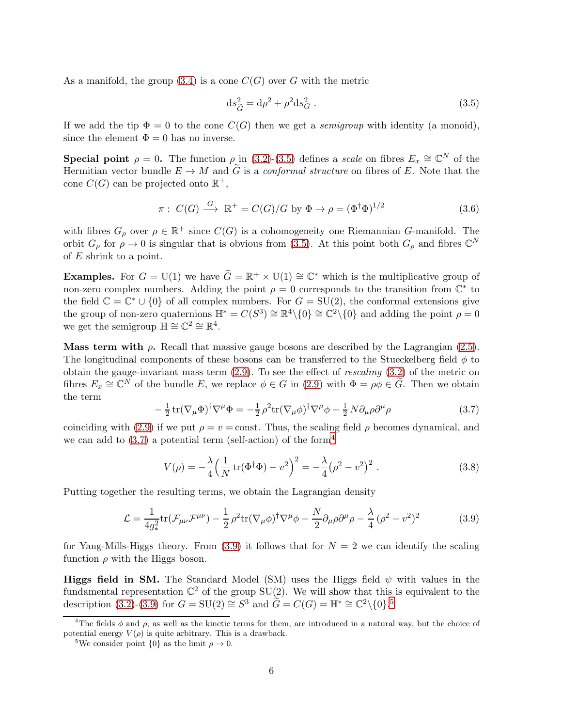As a manifold, the group (3.4) is a cone $C(G)$ over $G$ with the metric

$$\mathrm{d}s^2_{\widetilde{G}} = \mathrm{d}\rho^2 + \rho^2 \mathrm{d}s^2_G \ . \tag{3.5}$$

If we add the tip $\Phi = 0$ to the cone $C(G)$ then we get a *semigroup* with identity (a monoid), since the element $\Phi = 0$ has no inverse.

**Special point $\rho = 0$.** The function $\rho$ in (3.2)-(3.5) defines a *scale* on fibres $E_x \cong \mathbb{C}^N$ of the Hermitian vector bundle $E \to M$ and $\widetilde{G}$ is a *conformal structure* on fibres of $E$. Note that the cone $C(G)$ can be projected onto $\mathbb{R}^+$,

$$\pi :\ C(G) \xrightarrow{\ G\ } \mathbb{R}^+ = C(G)/G \ \text{by}\ \Phi \to \rho = (\Phi^\dagger \Phi)^{1/2} \tag{3.6}$$

with fibres $G_\rho$ over $\rho \in \mathbb{R}^+$ since $C(G)$ is a cohomogeneity one Riemannian $G$-manifold. The orbit $G_\rho$ for $\rho \to 0$ is singular that is obvious from (3.5). At this point both $G_\rho$ and fibres $\mathbb{C}^N$ of $E$ shrink to a point.

**Examples.** For $G = \mathrm{U}(1)$ we have $\widetilde{G} = \mathbb{R}^+ \times \mathrm{U}(1) \cong \mathbb{C}^*$ which is the multiplicative group of non-zero complex numbers. Adding the point $\rho = 0$ corresponds to the transition from $\mathbb{C}^*$ to the field $\mathbb{C} = \mathbb{C}^* \cup \{0\}$ of all complex numbers. For $G = \mathrm{SU}(2)$, the conformal extensions give the group of non-zero quaternions $\mathbb{H}^* = C(S^3) \cong \mathbb{R}^4 \backslash \{0\} \cong \mathbb{C}^2 \backslash \{0\}$ and adding the point $\rho = 0$ we get the semigroup $\mathbb{H} \cong \mathbb{C}^2 \cong \mathbb{R}^4$.

**Mass term with $\rho$.** Recall that massive gauge bosons are described by the Lagrangian (2.5). The longitudinal components of these bosons can be transferred to the Stueckelberg field $\phi$ to obtain the gauge-invariant mass term (2.9). To see the effect of *rescaling* (3.2) of the metric on fibres $E_x \cong \mathbb{C}^N$ of the bundle $E$, we replace $\phi \in G$ in (2.9) with $\Phi = \rho\phi \in \widetilde{G}$. Then we obtain the term

$$-\tfrac{1}{2}\,\mathrm{tr}(\nabla_\mu \Phi)^\dagger \nabla^\mu \Phi = -\tfrac{1}{2}\,\rho^2 \mathrm{tr}(\nabla_\mu \phi)^\dagger \nabla^\mu \phi - \tfrac{1}{2}\,N \partial_\mu \rho \partial^\mu \rho \tag{3.7}$$

coinciding with (2.9) if we put $\rho = v =$const. Thus, the scaling field $\rho$ becomes dynamical, and we can add to (3.7) a potential term (self-action) of the form[4]

$$V(\rho) = -\frac{\lambda}{4}\Big(\frac{1}{N}\,\mathrm{tr}(\Phi^\dagger \Phi) - v^2\Big)^2 = -\frac{\lambda}{4}\big(\rho^2 - v^2\big)^2 \ . \tag{3.8}$$

Putting together the resulting terms, we obtain the Lagrangian density

$$\mathcal{L} = \frac{1}{4g_*^2}\mathrm{tr}(\mathcal{F}_{\mu\nu}\mathcal{F}^{\mu\nu}) - \frac{1}{2}\,\rho^2 \mathrm{tr}(\nabla_\mu \phi)^\dagger \nabla^\mu \phi - \frac{N}{2}\partial_\mu \rho \partial^\mu \rho - \frac{\lambda}{4}\,(\rho^2 - v^2)^2 \tag{3.9}$$

for Yang-Mills-Higgs theory. From (3.9) it follows that for $N = 2$ we can identify the scaling function $\rho$ with the Higgs boson.

**Higgs field in SM.** The Standard Model (SM) uses the Higgs field $\psi$ with values in the fundamental representation $\mathbb{C}^2$ of the group SU(2). We will show that this is equivalent to the description (3.2)-(3.9) for $G = \mathrm{SU}(2) \cong S^3$ and $\widetilde{G} = C(G) = \mathbb{H}^* \cong \mathbb{C}^2 \backslash \{0\}$.[5]

---

[4] The fields $\phi$ and $\rho$, as well as the kinetic terms for them, are introduced in a natural way, but the choice of potential energy $V(\rho)$ is quite arbitrary. This is a drawback.

[5] We consider point $\{0\}$ as the limit $\rho \to 0$.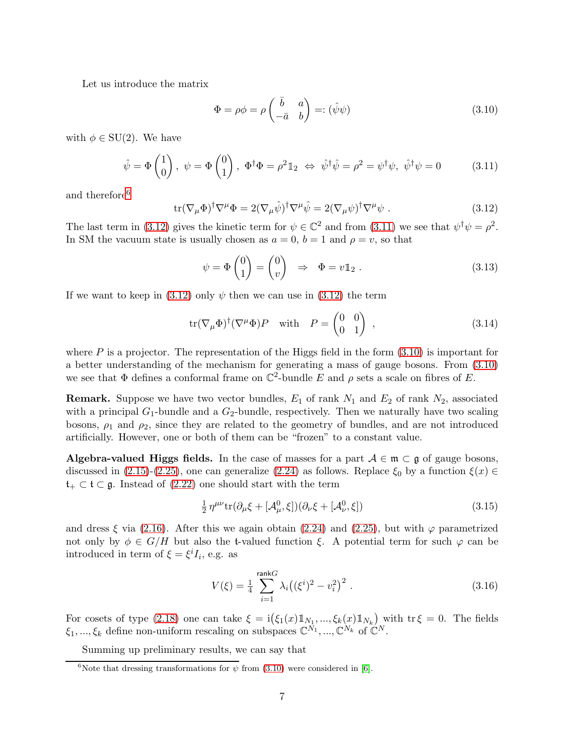Let us introduce the matrix

$$\Phi = \rho\phi = \rho \begin{pmatrix} \bar{b} & a \\ -\bar{a} & b \end{pmatrix} =: (\hat{\psi}\psi) \tag{3.10}$$

with $\phi \in \mathrm{SU}(2)$. We have

$$\hat{\psi} = \Phi \begin{pmatrix} 1 \\ 0 \end{pmatrix},\ \psi = \Phi \begin{pmatrix} 0 \\ 1 \end{pmatrix},\ \Phi^\dagger \Phi = \rho^2 \mathbb{1}_2 \ \Leftrightarrow\ \hat{\psi}^\dagger \hat{\psi} = \rho^2 = \psi^\dagger \psi,\ \hat{\psi}^\dagger \psi = 0 \tag{3.11}$$

and therefore[6]

$$\mathrm{tr}(\nabla_\mu \Phi)^\dagger \nabla^\mu \Phi = 2(\nabla_\mu \hat{\psi})^\dagger \nabla^\mu \hat{\psi} = 2(\nabla_\mu \psi)^\dagger \nabla^\mu \psi\ . \tag{3.12}$$

The last term in (3.12) gives the kinetic term for $\psi \in \mathbb{C}^2$ and from (3.11) we see that $\psi^\dagger \psi = \rho^2$. In SM the vacuum state is usually chosen as $a = 0$, $b = 1$ and $\rho = v$, so that

$$\psi = \Phi \begin{pmatrix} 0 \\ 1 \end{pmatrix} = \begin{pmatrix} 0 \\ v \end{pmatrix} \quad \Rightarrow \quad \Phi = v\mathbb{1}_2\ . \tag{3.13}$$

If we want to keep in (3.12) only $\psi$ then we can use in (3.12) the term

$$\mathrm{tr}(\nabla_\mu \Phi)^\dagger (\nabla^\mu \Phi) P \quad \text{with} \quad P = \begin{pmatrix} 0 & 0 \\ 0 & 1 \end{pmatrix}\ , \tag{3.14}$$

where $P$ is a projector. The representation of the Higgs field in the form (3.10) is important for a better understanding of the mechanism for generating a mass of gauge bosons. From (3.10) we see that $\Phi$ defines a conformal frame on $\mathbb{C}^2$-bundle $E$ and $\rho$ sets a scale on fibres of $E$.

**Remark.** Suppose we have two vector bundles, $E_1$ of rank $N_1$ and $E_2$ of rank $N_2$, associated with a principal $G_1$-bundle and a $G_2$-bundle, respectively. Then we naturally have two scaling bosons, $\rho_1$ and $\rho_2$, since they are related to the geometry of bundles, and are not introduced artificially. However, one or both of them can be "frozen" to a constant value.

**Algebra-valued Higgs fields.** In the case of masses for a part $\mathcal{A} \in \mathfrak{m} \subset \mathfrak{g}$ of gauge bosons, discussed in (2.15)-(2.25), one can generalize (2.24) as follows. Replace $\xi_0$ by a function $\xi(x) \in \mathfrak{t}_+ \subset \mathfrak{t} \subset \mathfrak{g}$. Instead of (2.22) one should start with the term

$$\tfrac{1}{2}\,\eta^{\mu\nu}\mathrm{tr}(\partial_\mu \xi + [\mathcal{A}^0_\mu, \xi])(\partial_\nu \xi + [\mathcal{A}^0_\nu, \xi]) \tag{3.15}$$

and dress $\xi$ via (2.16). After this we again obtain (2.24) and (2.25), but with $\varphi$ parametrized not only by $\phi \in G/H$ but also the $\mathfrak{t}$-valued function $\xi$. A potential term for such $\varphi$ can be introduced in term of $\xi = \xi^i I_i$, e.g. as

$$V(\xi) = \tfrac{1}{4} \sum_{i=1}^{\mathsf{rank}G} \lambda_i \big((\xi^i)^2 - v_i^2\big)^2\ . \tag{3.16}$$

For cosets of type (2.18) one can take $\xi = \mathrm{i}\big(\xi_1(x)\mathbb{1}_{N_1}, ..., \xi_k(x)\mathbb{1}_{N_k}\big)$ with $\mathrm{tr}\,\xi = 0$. The fields $\xi_1, ..., \xi_k$ define non-uniform rescaling on subspaces $\mathbb{C}^{N_1}, ..., \mathbb{C}^{N_k}$ of $\mathbb{C}^N$.

Summing up preliminary results, we can say that

---

[6] Note that dressing transformations for $\psi$ from (3.10) were considered in [6].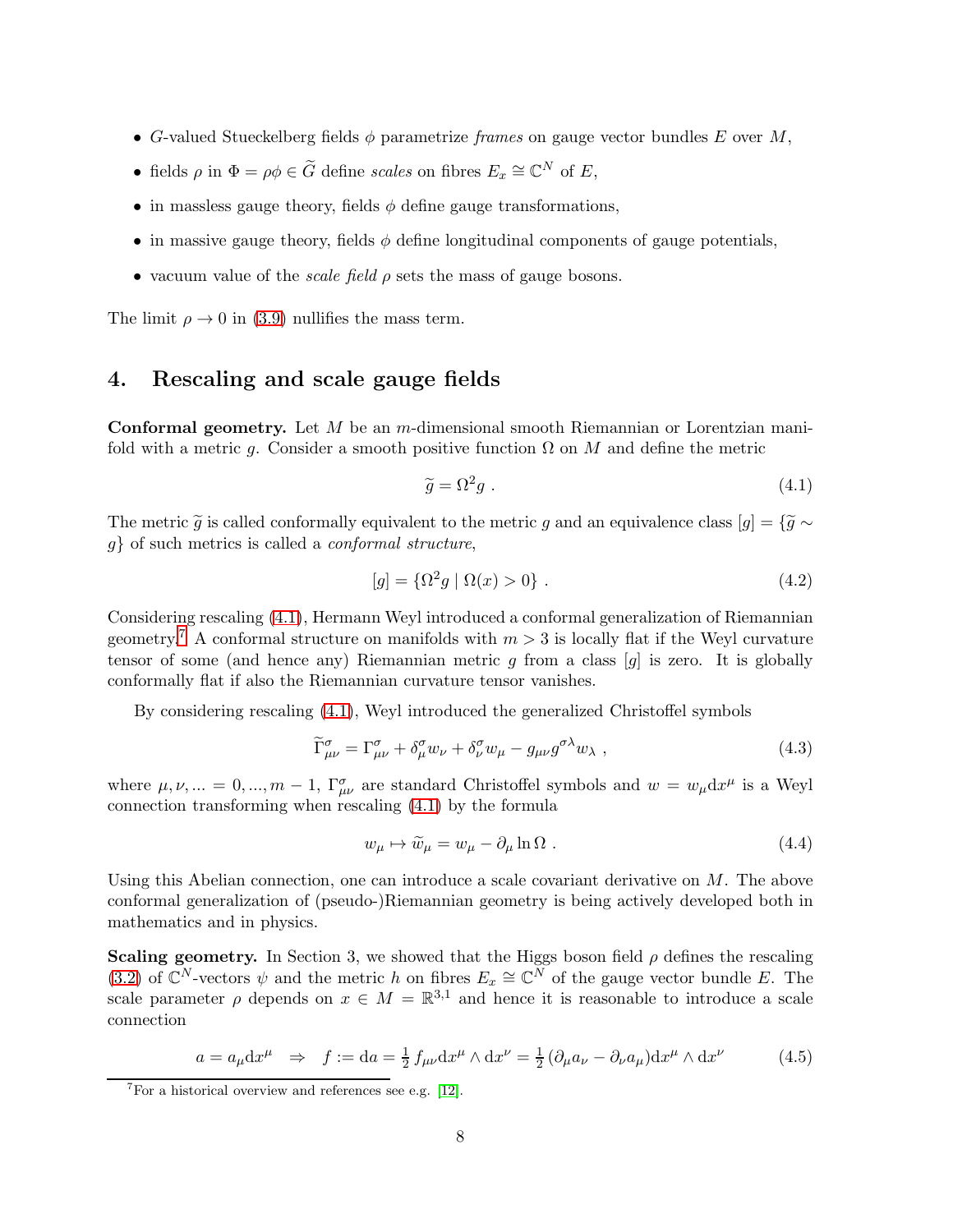- $G$-valued Stueckelberg fields $\phi$ parametrize *frames* on gauge vector bundles $E$ over $M$,
- fields $\rho$ in $\Phi = \rho\phi \in \widetilde{G}$ define *scales* on fibres $E_x \cong \mathbb{C}^N$ of $E$,
- in massless gauge theory, fields $\phi$ define gauge transformations,
- in massive gauge theory, fields $\phi$ define longitudinal components of gauge potentials,
- vacuum value of the *scale field* $\rho$ sets the mass of gauge bosons.

The limit $\rho \to 0$ in (3.9) nullifies the mass term.

## 4. Rescaling and scale gauge fields

**Conformal geometry.** Let $M$ be an $m$-dimensional smooth Riemannian or Lorentzian manifold with a metric $g$. Consider a smooth positive function $\Omega$ on $M$ and define the metric

$$\widetilde{g} = \Omega^2 g \ . \tag{4.1}$$

The metric $\widetilde{g}$ is called conformally equivalent to the metric $g$ and an equivalence class $[g] = \{\widetilde{g} \sim g\}$ of such metrics is called a *conformal structure*,

$$[g] = \{\Omega^2 g \mid \Omega(x) > 0\} \ . \tag{4.2}$$

Considering rescaling (4.1), Hermann Weyl introduced a conformal generalization of Riemannian geometry.[7] A conformal structure on manifolds with $m > 3$ is locally flat if the Weyl curvature tensor of some (and hence any) Riemannian metric $g$ from a class $[g]$ is zero. It is globally conformally flat if also the Riemannian curvature tensor vanishes.

By considering rescaling (4.1), Weyl introduced the generalized Christoffel symbols

$$\widetilde{\Gamma}^\sigma_{\mu\nu} = \Gamma^\sigma_{\mu\nu} + \delta^\sigma_\mu w_\nu + \delta^\sigma_\nu w_\mu - g_{\mu\nu} g^{\sigma\lambda} w_\lambda \ , \tag{4.3}$$

where $\mu, \nu, ... = 0, ..., m-1$, $\Gamma^\sigma_{\mu\nu}$ are standard Christoffel symbols and $w = w_\mu \mathrm{d}x^\mu$ is a Weyl connection transforming when rescaling (4.1) by the formula

$$w_\mu \mapsto \widetilde{w}_\mu = w_\mu - \partial_\mu \ln \Omega \ . \tag{4.4}$$

Using this Abelian connection, one can introduce a scale covariant derivative on $M$. The above conformal generalization of (pseudo-)Riemannian geometry is being actively developed both in mathematics and in physics.

**Scaling geometry.** In Section 3, we showed that the Higgs boson field $\rho$ defines the rescaling (3.2) of $\mathbb{C}^N$-vectors $\psi$ and the metric $h$ on fibres $E_x \cong \mathbb{C}^N$ of the gauge vector bundle $E$. The scale parameter $\rho$ depends on $x \in M = \mathbb{R}^{3,1}$ and hence it is reasonable to introduce a scale connection

$$a = a_\mu \mathrm{d}x^\mu \quad \Rightarrow \quad f := \mathrm{d}a = \tfrac{1}{2}\, f_{\mu\nu} \mathrm{d}x^\mu \wedge \mathrm{d}x^\nu = \tfrac{1}{2}\, (\partial_\mu a_\nu - \partial_\nu a_\mu) \mathrm{d}x^\mu \wedge \mathrm{d}x^\nu \tag{4.5}$$

[7] For a historical overview and references see e.g. [12].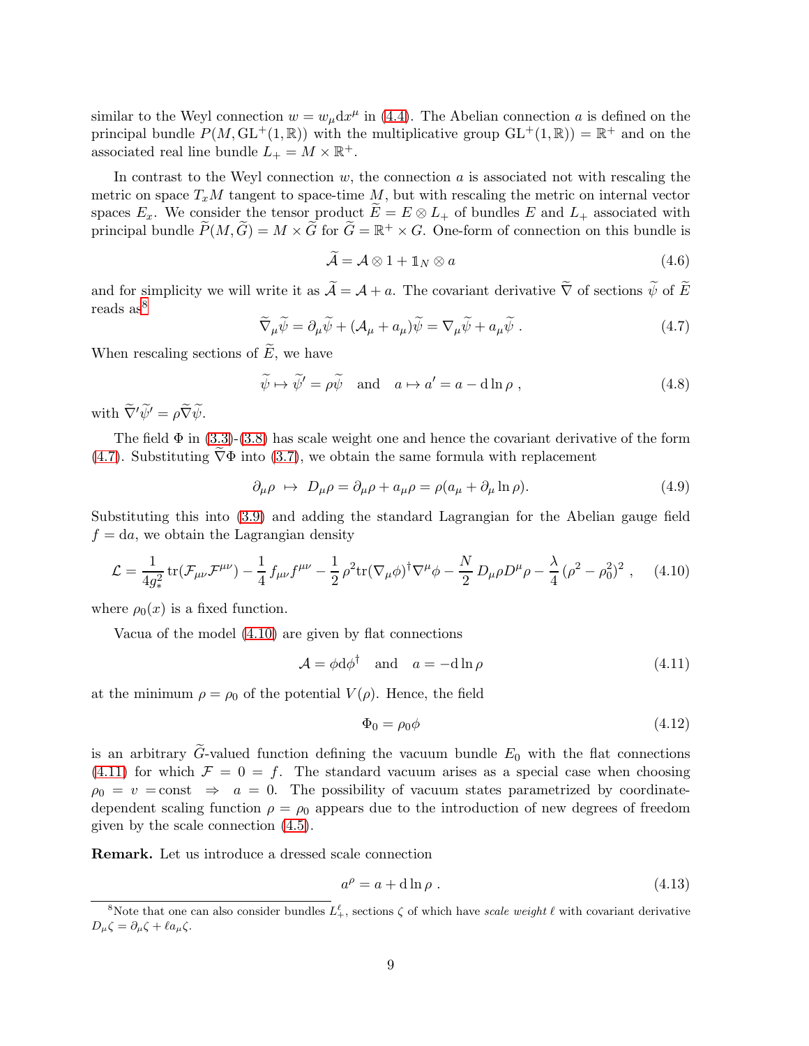similar to the Weyl connection $w = w_\mu \mathrm{d}x^\mu$ in (4.4). The Abelian connection $a$ is defined on the principal bundle $P(M, \mathrm{GL}^+(1,\mathbb{R}))$ with the multiplicative group $\mathrm{GL}^+(1,\mathbb{R})) = \mathbb{R}^+$ and on the associated real line bundle $L_+ = M \times \mathbb{R}^+$.

In contrast to the Weyl connection $w$, the connection $a$ is associated not with rescaling the metric on space $T_xM$ tangent to space-time $M$, but with rescaling the metric on internal vector spaces $E_x$. We consider the tensor product $\widetilde{E} = E \otimes L_+$ of bundles $E$ and $L_+$ associated with principal bundle $\widetilde{P}(M, \widetilde{G}) = M \times \widetilde{G}$ for $\widetilde{G} = \mathbb{R}^+ \times G$. One-form of connection on this bundle is

$$
\widetilde{\mathcal{A}} = \mathcal{A} \otimes 1 + \mathbb{1}_N \otimes a \tag{4.6}
$$

and for simplicity we will write it as $\widetilde{\mathcal{A}} = \mathcal{A} + a$. The covariant derivative $\widetilde{\nabla}$ of sections $\widetilde{\psi}$ of $\widetilde{E}$ reads as[8]

$$
\widetilde{\nabla}_\mu \widetilde{\psi} = \partial_\mu \widetilde{\psi} + (\mathcal{A}_\mu + a_\mu)\widetilde{\psi} = \nabla_\mu \widetilde{\psi} + a_\mu \widetilde{\psi} \ . \tag{4.7}
$$

When rescaling sections of $\widetilde{E}$, we have

$$
\widetilde{\psi} \mapsto \widetilde{\psi}' = \rho \widetilde{\psi} \quad \text{and} \quad a \mapsto a' = a - \mathrm{d}\ln\rho \ , \tag{4.8}
$$

with $\widetilde{\nabla}'\widetilde{\psi}' = \rho \widetilde{\nabla}\widetilde{\psi}$.

The field $\Phi$ in (3.3)-(3.8) has scale weight one and hence the covariant derivative of the form (4.7). Substituting $\widetilde{\nabla}\Phi$ into (3.7), we obtain the same formula with replacement

$$
\partial_\mu \rho \ \mapsto \ D_\mu \rho = \partial_\mu \rho + a_\mu \rho = \rho(a_\mu + \partial_\mu \ln \rho). \tag{4.9}
$$

Substituting this into (3.9) and adding the standard Lagrangian for the Abelian gauge field $f = \mathrm{d}a$, we obtain the Lagrangian density

$$
\mathcal{L} = \frac{1}{4g_*^2}\,\mathrm{tr}(\mathcal{F}_{\mu\nu}\mathcal{F}^{\mu\nu}) - \frac{1}{4}\, f_{\mu\nu} f^{\mu\nu} - \frac{1}{2}\,\rho^2 \mathrm{tr}(\nabla_\mu \phi)^\dagger \nabla^\mu \phi - \frac{N}{2}\, D_\mu \rho D^\mu \rho - \frac{\lambda}{4}\,(\rho^2 - \rho_0^2)^2 \ , \tag{4.10}
$$

where $\rho_0(x)$ is a fixed function.

Vacua of the model (4.10) are given by flat connections

$$
\mathcal{A} = \phi \mathrm{d}\phi^\dagger \quad \text{and} \quad a = -\mathrm{d}\ln\rho \tag{4.11}
$$

at the minimum $\rho = \rho_0$ of the potential $V(\rho)$. Hence, the field

$$
\Phi_0 = \rho_0 \phi \tag{4.12}
$$

is an arbitrary $\widetilde{G}$-valued function defining the vacuum bundle $E_0$ with the flat connections (4.11) for which $\mathcal{F} = 0 = f$. The standard vacuum arises as a special case when choosing $\rho_0 = v = \text{const} \ \Rightarrow \ a = 0$. The possibility of vacuum states parametrized by coordinate-dependent scaling function $\rho = \rho_0$ appears due to the introduction of new degrees of freedom given by the scale connection (4.5).

**Remark.** Let us introduce a dressed scale connection

$$
a^\rho = a + \mathrm{d}\ln\rho \ . \tag{4.13}
$$

---

[8] Note that one can also consider bundles $L_+^\ell$, sections $\zeta$ of which have *scale weight* $\ell$ with covariant derivative $D_\mu \zeta = \partial_\mu \zeta + \ell a_\mu \zeta$.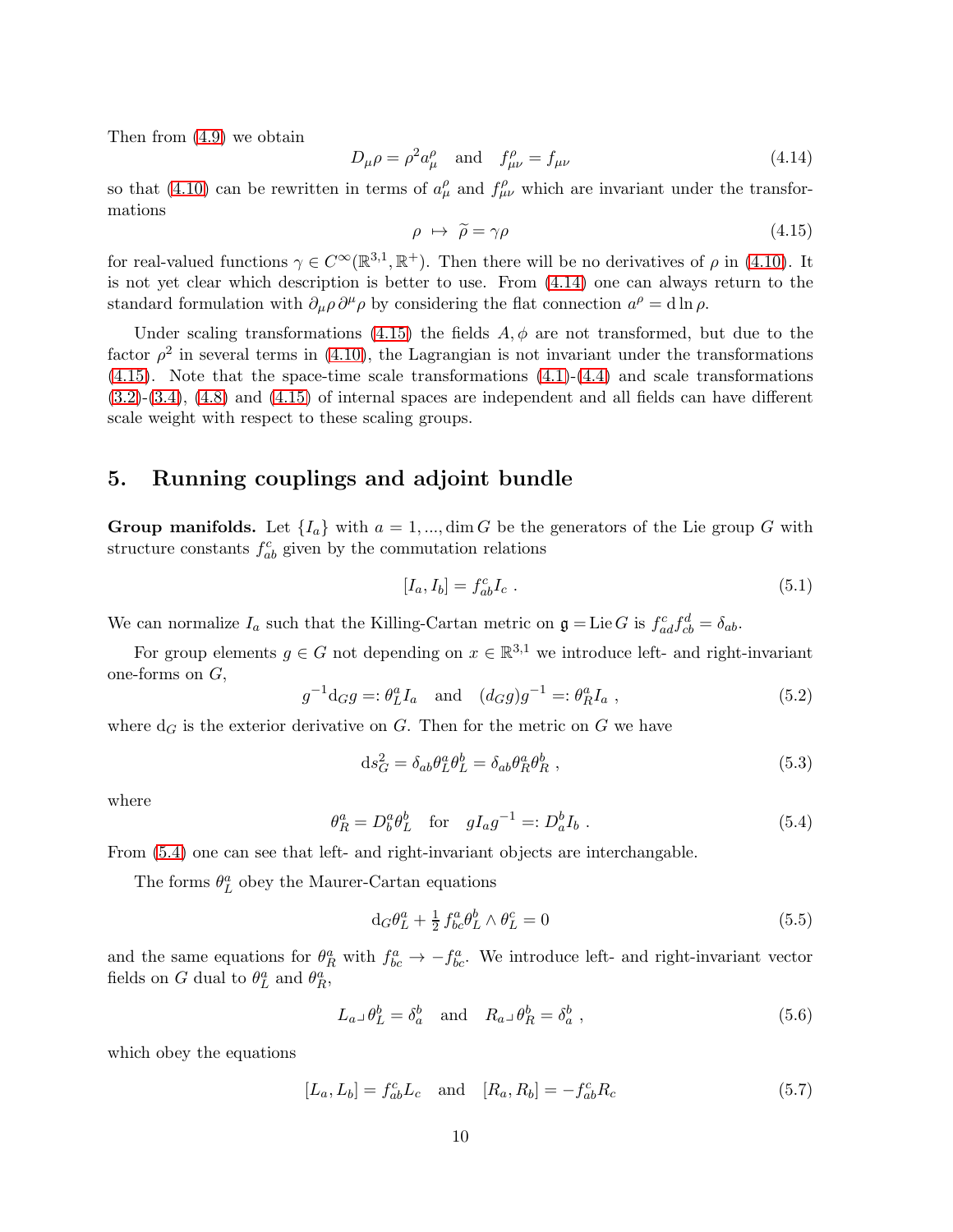Then from (4.9) we obtain

$$D_\mu \rho = \rho^2 a_\mu^\rho \quad \text{and} \quad f_{\mu\nu}^\rho = f_{\mu\nu} \tag{4.14}$$

so that (4.10) can be rewritten in terms of $a_\mu^\rho$ and $f_{\mu\nu}^\rho$ which are invariant under the transformations

$$\rho \;\mapsto\; \widetilde{\rho} = \gamma \rho \tag{4.15}$$

for real-valued functions $\gamma \in C^\infty(\mathbb{R}^{3,1}, \mathbb{R}^+)$. Then there will be no derivatives of $\rho$ in (4.10). It is not yet clear which description is better to use. From (4.14) one can always return to the standard formulation with $\partial_\mu \rho \, \partial^\mu \rho$ by considering the flat connection $a^\rho = \mathrm{d} \ln \rho$.

Under scaling transformations (4.15) the fields $A, \phi$ are not transformed, but due to the factor $\rho^2$ in several terms in (4.10), the Lagrangian is not invariant under the transformations (4.15). Note that the space-time scale transformations (4.1)-(4.4) and scale transformations (3.2)-(3.4), (4.8) and (4.15) of internal spaces are independent and all fields can have different scale weight with respect to these scaling groups.

## 5. Running couplings and adjoint bundle

**Group manifolds.** Let $\{I_a\}$ with $a = 1, ..., \dim G$ be the generators of the Lie group $G$ with structure constants $f_{ab}^c$ given by the commutation relations

$$[I_a, I_b] = f_{ab}^c I_c \; . \tag{5.1}$$

We can normalize $I_a$ such that the Killing-Cartan metric on $\mathfrak{g} = \mathrm{Lie}\, G$ is $f_{ad}^c f_{cb}^d = \delta_{ab}$.

For group elements $g \in G$ not depending on $x \in \mathbb{R}^{3,1}$ we introduce left- and right-invariant one-forms on $G$,

$$g^{-1} \mathrm{d}_G g =: \theta_L^a I_a \quad \text{and} \quad (\mathrm{d}_G g) g^{-1} =: \theta_R^a I_a \; , \tag{5.2}$$

where $\mathrm{d}_G$ is the exterior derivative on $G$. Then for the metric on $G$ we have

$$\mathrm{d}s_G^2 = \delta_{ab} \theta_L^a \theta_L^b = \delta_{ab} \theta_R^a \theta_R^b \; , \tag{5.3}$$

where

$$\theta_R^a = D_b^a \theta_L^b \quad \text{for} \quad g I_a g^{-1} =: D_a^b I_b \; . \tag{5.4}$$

From (5.4) one can see that left- and right-invariant objects are interchangable.

The forms $\theta_L^a$ obey the Maurer-Cartan equations

$$\mathrm{d}_G \theta_L^a + \tfrac{1}{2} f_{bc}^a \theta_L^b \wedge \theta_L^c = 0 \tag{5.5}$$

and the same equations for $\theta_R^a$ with $f_{bc}^a \to -f_{bc}^a$. We introduce left- and right-invariant vector fields on $G$ dual to $\theta_L^a$ and $\theta_R^a$,

$$L_a \lrcorner \, \theta_L^b = \delta_a^b \quad \text{and} \quad R_a \lrcorner \, \theta_R^b = \delta_a^b \; , \tag{5.6}$$

which obey the equations

$$[L_a, L_b] = f_{ab}^c L_c \quad \text{and} \quad [R_a, R_b] = -f_{ab}^c R_c \tag{5.7}$$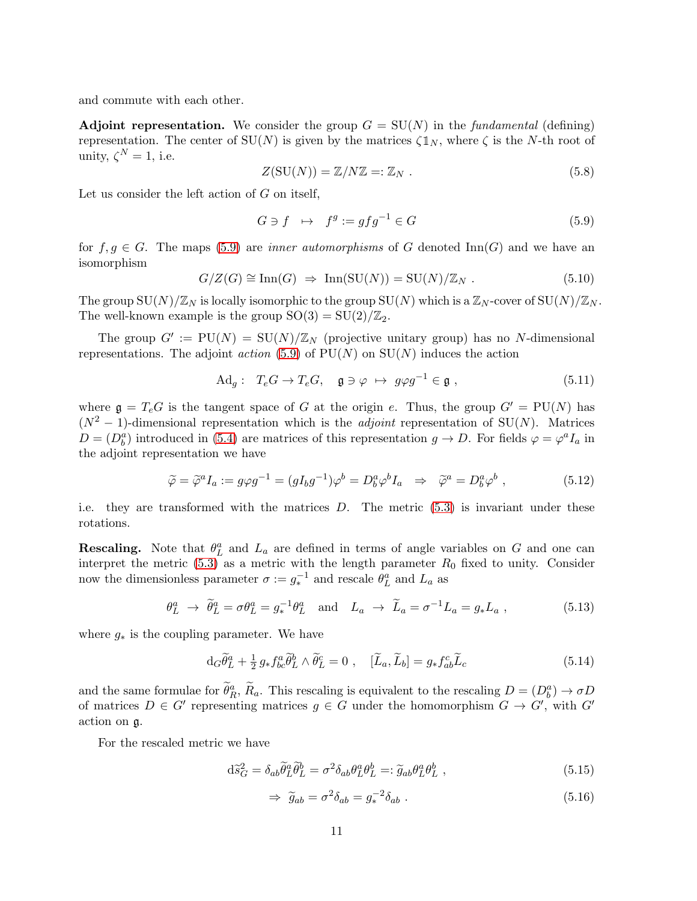and commute with each other.

**Adjoint representation.** We consider the group $G = \mathrm{SU}(N)$ in the *fundamental* (defining) representation. The center of $\mathrm{SU}(N)$ is given by the matrices $\zeta \mathbb{1}_N$, where $\zeta$ is the $N$-th root of unity, $\zeta^N = 1$, i.e.

$$Z(\mathrm{SU}(N)) = \mathbb{Z}/N\mathbb{Z} =: \mathbb{Z}_N \ . \tag{5.8}$$

Let us consider the left action of $G$ on itself,

$$G \ni f \ \ \mapsto \ \ f^g := gfg^{-1} \in G \tag{5.9}$$

for $f, g \in G$. The maps (5.9) are *inner automorphisms* of $G$ denoted $\mathrm{Inn}(G)$ and we have an isomorphism

$$G/Z(G) \cong \mathrm{Inn}(G) \ \Rightarrow \ \mathrm{Inn}(\mathrm{SU}(N)) = \mathrm{SU}(N)/\mathbb{Z}_N \ . \tag{5.10}$$

The group $\mathrm{SU}(N)/\mathbb{Z}_N$ is locally isomorphic to the group $\mathrm{SU}(N)$ which is a $\mathbb{Z}_N$-cover of $\mathrm{SU}(N)/\mathbb{Z}_N$. The well-known example is the group $\mathrm{SO}(3) = \mathrm{SU}(2)/\mathbb{Z}_2$.

The group $G' := \mathrm{PU}(N) = \mathrm{SU}(N)/\mathbb{Z}_N$ (projective unitary group) has no $N$-dimensional representations. The adjoint *action* (5.9) of $\mathrm{PU}(N)$ on $\mathrm{SU}(N)$ induces the action

$$\mathrm{Ad}_g : \ \ T_eG \to T_eG, \quad \mathfrak{g} \ni \varphi \ \mapsto \ g\varphi g^{-1} \in \mathfrak{g} \ , \tag{5.11}$$

where $\mathfrak{g} = T_eG$ is the tangent space of $G$ at the origin $e$. Thus, the group $G' = \mathrm{PU}(N)$ has $(N^2-1)$-dimensional representation which is the *adjoint* representation of $\mathrm{SU}(N)$. Matrices $D = (D^a_b)$ introduced in (5.4) are matrices of this representation $g \to D$. For fields $\varphi = \varphi^a I_a$ in the adjoint representation we have

$$\widetilde{\varphi} = \widetilde{\varphi}^a I_a := g\varphi g^{-1} = (gI_b g^{-1})\varphi^b = D^a_b \varphi^b I_a \ \ \Rightarrow \ \ \widetilde{\varphi}^a = D^a_b \varphi^b \ , \tag{5.12}$$

i.e. they are transformed with the matrices $D$. The metric (5.3) is invariant under these rotations.

**Rescaling.** Note that $\theta^a_L$ and $L_a$ are defined in terms of angle variables on $G$ and one can interpret the metric (5.3) as a metric with the length parameter $R_0$ fixed to unity. Consider now the dimensionless parameter $\sigma := g_*^{-1}$ and rescale $\theta^a_L$ and $L_a$ as

$$\theta^a_L \ \to \ \widetilde{\theta}^a_L = \sigma\theta^a_L = g_*^{-1}\theta^a_L \quad \text{and} \quad L_a \ \to \ \widetilde{L}_a = \sigma^{-1}L_a = g_* L_a \ , \tag{5.13}$$

where $g_*$ is the coupling parameter. We have

$$\mathrm{d}_G\widetilde{\theta}^a_L + \tfrac{1}{2}\, g_* f^a_{bc}\widetilde{\theta}^b_L \wedge \widetilde{\theta}^c_L = 0 \ , \quad [\widetilde{L}_a, \widetilde{L}_b] = g_* f^c_{ab}\widetilde{L}_c \tag{5.14}$$

and the same formulae for $\widetilde{\theta}^a_R$, $\widetilde{R}_a$. This rescaling is equivalent to the rescaling $D = (D^a_b) \to \sigma D$ of matrices $D \in G'$ representing matrices $g \in G$ under the homomorphism $G \to G'$, with $G'$ action on $\mathfrak{g}$.

For the rescaled metric we have

$$\mathrm{d}\widetilde{s}^2_G = \delta_{ab}\widetilde{\theta}^a_L\widetilde{\theta}^b_L = \sigma^2\delta_{ab}\theta^a_L\theta^b_L =: \widetilde{g}_{ab}\theta^a_L\theta^b_L \ , \tag{5.15}$$

$$\Rightarrow \ \widetilde{g}_{ab} = \sigma^2\delta_{ab} = g_*^{-2}\delta_{ab} \ . \tag{5.16}$$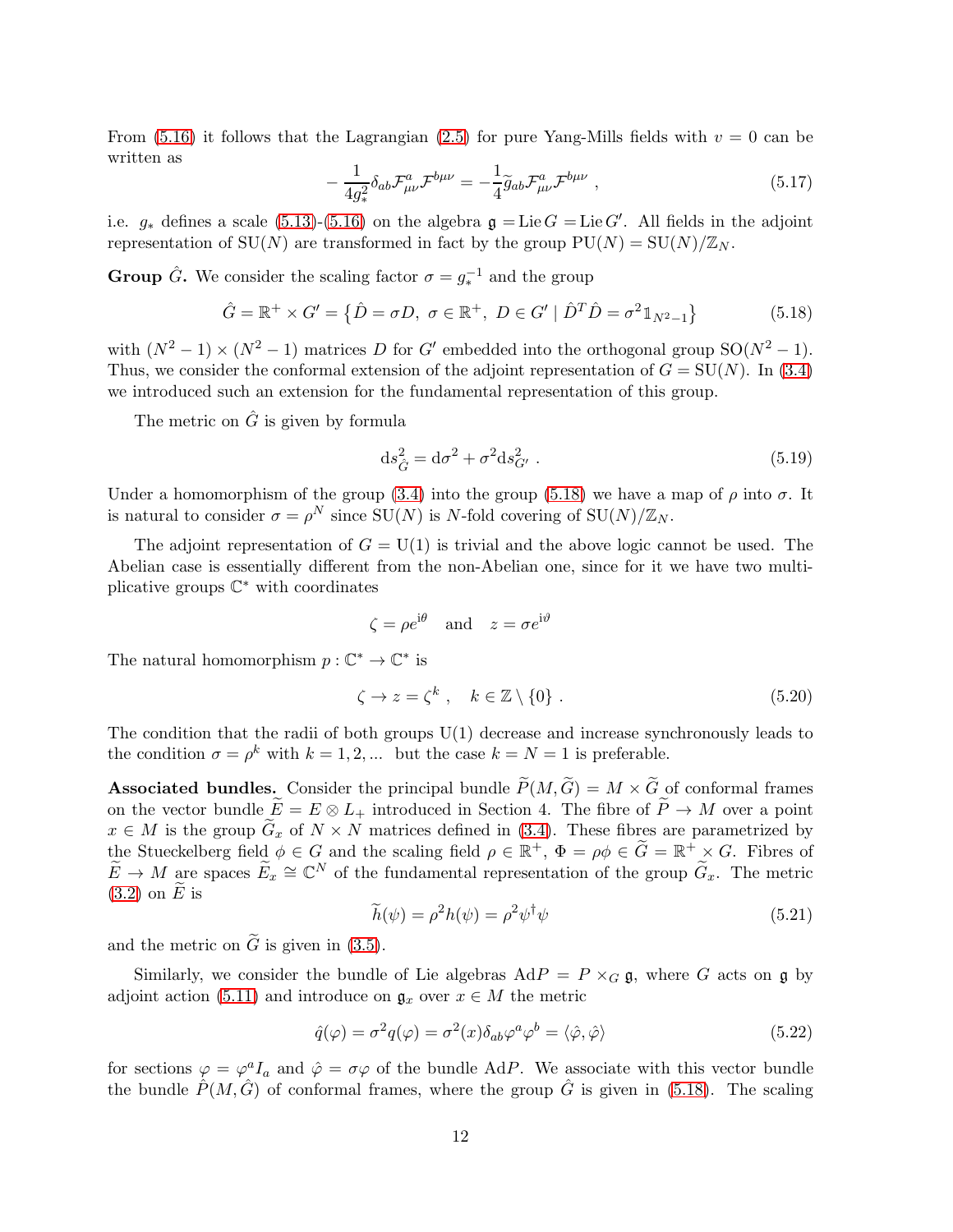From (5.16) it follows that the Lagrangian (2.5) for pure Yang-Mills fields with $v = 0$ can be written as

$$-\frac{1}{4g_*^2}\delta_{ab}\mathcal{F}^a_{\mu\nu}\mathcal{F}^{b\mu\nu} = -\frac{1}{4}\widetilde{g}_{ab}\mathcal{F}^a_{\mu\nu}\mathcal{F}^{b\mu\nu} \ , \tag{5.17}$$

i.e. $g_*$ defines a scale (5.13)-(5.16) on the algebra $\mathfrak{g} = \mathrm{Lie}\, G = \mathrm{Lie}\, G'$. All fields in the adjoint representation of SU($N$) are transformed in fact by the group $\mathrm{PU}(N) = \mathrm{SU}(N)/\mathbb{Z}_N$.

**Group $\hat{G}$.** We consider the scaling factor $\sigma = g_*^{-1}$ and the group

$$\hat{G} = \mathbb{R}^+ \times G' = \left\{\hat{D} = \sigma D,\ \sigma \in \mathbb{R}^+,\ D \in G' \mid \hat{D}^T\hat{D} = \sigma^2 \mathbb{1}_{N^2-1}\right\} \tag{5.18}$$

with $(N^2-1)\times(N^2-1)$ matrices $D$ for $G'$ embedded into the orthogonal group $\mathrm{SO}(N^2-1)$. Thus, we consider the conformal extension of the adjoint representation of $G = \mathrm{SU}(N)$. In (3.4) we introduced such an extension for the fundamental representation of this group.

The metric on $\hat{G}$ is given by formula

$$\mathrm{d}s^2_{\hat{G}} = \mathrm{d}\sigma^2 + \sigma^2 \mathrm{d}s^2_{G'} \ . \tag{5.19}$$

Under a homomorphism of the group (3.4) into the group (5.18) we have a map of $\rho$ into $\sigma$. It is natural to consider $\sigma = \rho^N$ since SU($N$) is $N$-fold covering of $\mathrm{SU}(N)/\mathbb{Z}_N$.

The adjoint representation of $G = \mathrm{U}(1)$ is trivial and the above logic cannot be used. The Abelian case is essentially different from the non-Abelian one, since for it we have two multiplicative groups $\mathbb{C}^*$ with coordinates

$$\zeta = \rho e^{\mathrm{i}\theta} \quad \text{and} \quad z = \sigma e^{\mathrm{i}\vartheta}$$

The natural homomorphism $p: \mathbb{C}^* \to \mathbb{C}^*$ is

$$\zeta \to z = \zeta^k \ , \quad k \in \mathbb{Z}\setminus\{0\} \ . \tag{5.20}$$

The condition that the radii of both groups U(1) decrease and increase synchronously leads to the condition $\sigma = \rho^k$ with $k = 1, 2, ...$ but the case $k = N = 1$ is preferable.

**Associated bundles.** Consider the principal bundle $\widetilde{P}(M, \widetilde{G}) = M \times \widetilde{G}$ of conformal frames on the vector bundle $\widetilde{E} = E \otimes L_+$ introduced in Section 4. The fibre of $\widetilde{P} \to M$ over a point $x \in M$ is the group $\widetilde{G}_x$ of $N\times N$ matrices defined in (3.4). These fibres are parametrized by the Stueckelberg field $\phi \in G$ and the scaling field $\rho \in \mathbb{R}^+$, $\Phi = \rho\phi \in \widetilde{G} = \mathbb{R}^+ \times G$. Fibres of $\widetilde{E} \to M$ are spaces $\widetilde{E}_x \cong \mathbb{C}^N$ of the fundamental representation of the group $\widetilde{G}_x$. The metric (3.2) on $\widetilde{E}$ is

$$\widetilde{h}(\psi) = \rho^2 h(\psi) = \rho^2 \psi^\dagger \psi \tag{5.21}$$

and the metric on $\widetilde{G}$ is given in (3.5).

Similarly, we consider the bundle of Lie algebras $\mathrm{Ad}P = P \times_G \mathfrak{g}$, where $G$ acts on $\mathfrak{g}$ by adjoint action (5.11) and introduce on $\mathfrak{g}_x$ over $x \in M$ the metric

$$\hat{q}(\varphi) = \sigma^2 q(\varphi) = \sigma^2(x)\delta_{ab}\varphi^a\varphi^b = \langle\hat{\varphi}, \hat{\varphi}\rangle \tag{5.22}$$

for sections $\varphi = \varphi^a I_a$ and $\hat{\varphi} = \sigma\varphi$ of the bundle $\mathrm{Ad}P$. We associate with this vector bundle the bundle $\hat{P}(M, \hat{G})$ of conformal frames, where the group $\hat{G}$ is given in (5.18). The scaling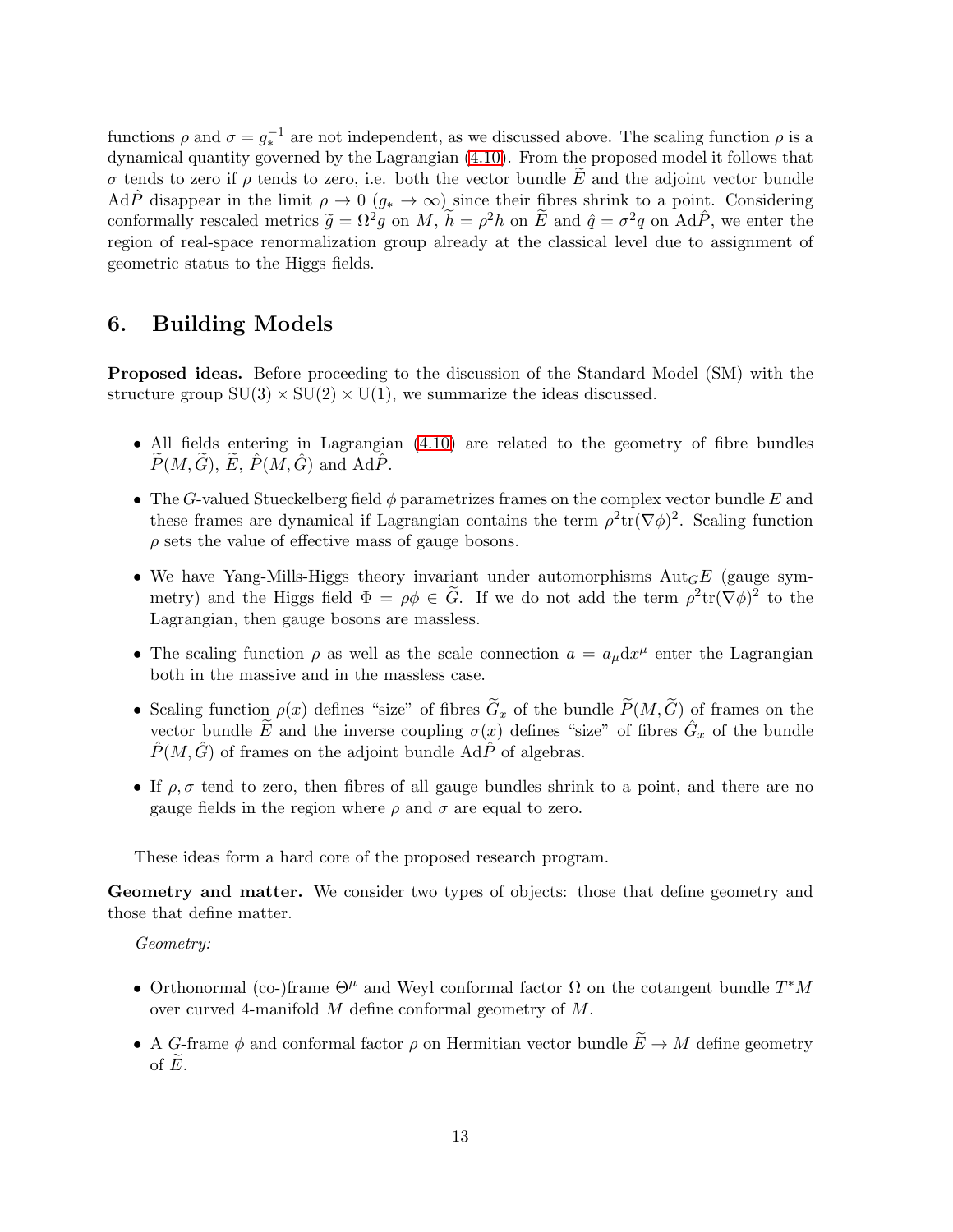functions $\rho$ and $\sigma = g_*^{-1}$ are not independent, as we discussed above. The scaling function $\rho$ is a dynamical quantity governed by the Lagrangian (4.10). From the proposed model it follows that $\sigma$ tends to zero if $\rho$ tends to zero, i.e. both the vector bundle $\widetilde{E}$ and the adjoint vector bundle $\mathrm{Ad}\hat{P}$ disappear in the limit $\rho \to 0$ ($g_* \to \infty$) since their fibres shrink to a point. Considering conformally rescaled metrics $\widetilde{g} = \Omega^2 g$ on $M$, $\widetilde{h} = \rho^2 h$ on $\widetilde{E}$ and $\hat{q} = \sigma^2 q$ on $\mathrm{Ad}\hat{P}$, we enter the region of real-space renormalization group already at the classical level due to assignment of geometric status to the Higgs fields.

## 6. Building Models

**Proposed ideas.** Before proceeding to the discussion of the Standard Model (SM) with the structure group $\mathrm{SU}(3) \times \mathrm{SU}(2) \times \mathrm{U}(1)$, we summarize the ideas discussed.

- All fields entering in Lagrangian (4.10) are related to the geometry of fibre bundles $\widetilde{P}(M, \widetilde{G})$, $\widetilde{E}$, $\hat{P}(M, \hat{G})$ and $\mathrm{Ad}\hat{P}$.
- The $G$-valued Stueckelberg field $\phi$ parametrizes frames on the complex vector bundle $E$ and these frames are dynamical if Lagrangian contains the term $\rho^2 \mathrm{tr}(\nabla\phi)^2$. Scaling function $\rho$ sets the value of effective mass of gauge bosons.
- We have Yang-Mills-Higgs theory invariant under automorphisms $\mathrm{Aut}_G E$ (gauge symmetry) and the Higgs field $\Phi = \rho\phi \in \widetilde{G}$. If we do not add the term $\rho^2 \mathrm{tr}(\nabla\phi)^2$ to the Lagrangian, then gauge bosons are massless.
- The scaling function $\rho$ as well as the scale connection $a = a_\mu \mathrm{d}x^\mu$ enter the Lagrangian both in the massive and in the massless case.
- Scaling function $\rho(x)$ defines "size" of fibres $\widetilde{G}_x$ of the bundle $\widetilde{P}(M, \widetilde{G})$ of frames on the vector bundle $\widetilde{E}$ and the inverse coupling $\sigma(x)$ defines "size" of fibres $\hat{G}_x$ of the bundle $\hat{P}(M, \hat{G})$ of frames on the adjoint bundle $\mathrm{Ad}\hat{P}$ of algebras.
- If $\rho, \sigma$ tend to zero, then fibres of all gauge bundles shrink to a point, and there are no gauge fields in the region where $\rho$ and $\sigma$ are equal to zero.

These ideas form a hard core of the proposed research program.

**Geometry and matter.** We consider two types of objects: those that define geometry and those that define matter.

*Geometry:*

- Orthonormal (co-)frame $\Theta^\mu$ and Weyl conformal factor $\Omega$ on the cotangent bundle $T^*M$ over curved 4-manifold $M$ define conformal geometry of $M$.
- A $G$-frame $\phi$ and conformal factor $\rho$ on Hermitian vector bundle $\widetilde{E} \to M$ define geometry of $\widetilde{E}$.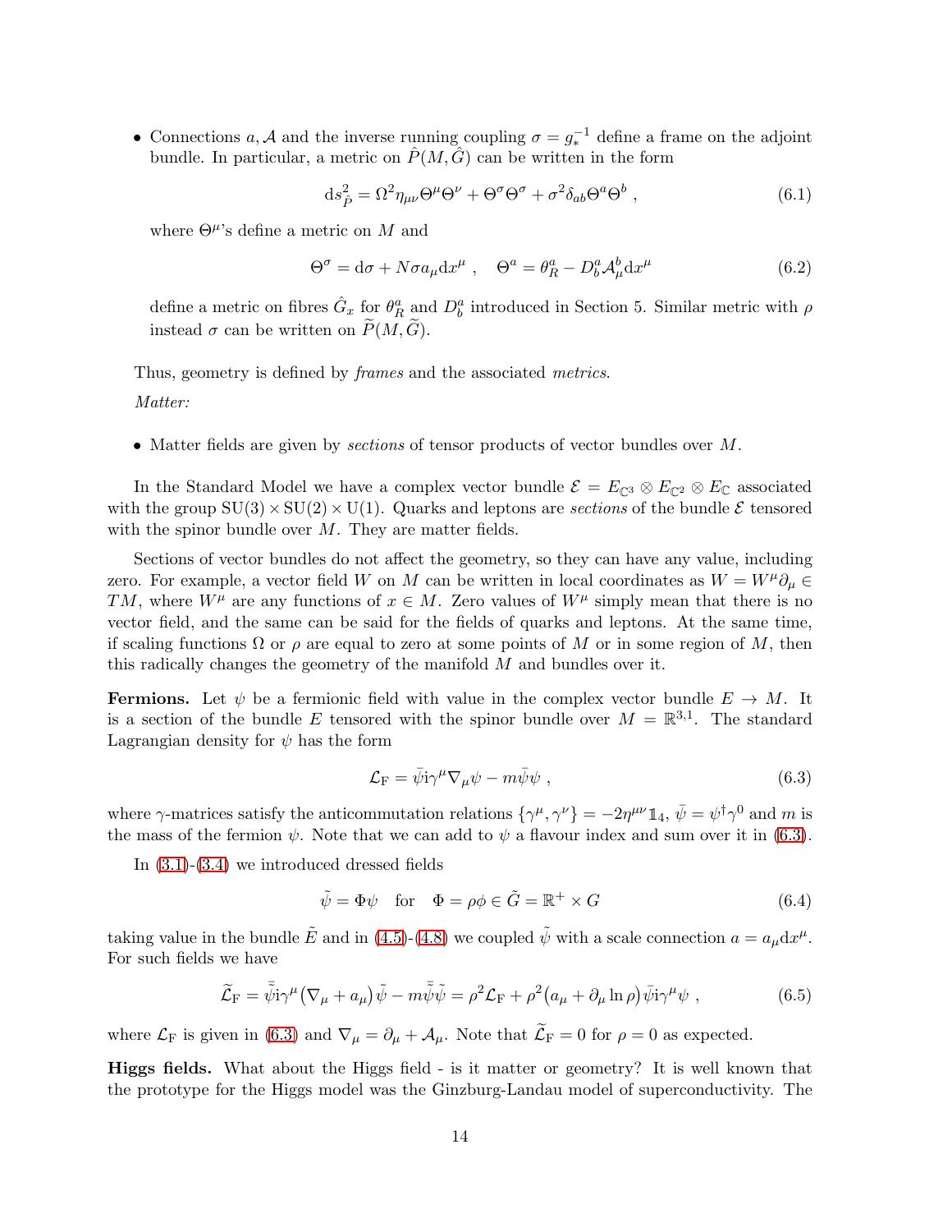- Connections $a, \mathcal{A}$ and the inverse running coupling $\sigma = g_*^{-1}$ define a frame on the adjoint bundle. In particular, a metric on $\hat{P}(M, \hat{G})$ can be written in the form

$$\mathrm{d}s^2_{\hat{P}} = \Omega^2 \eta_{\mu\nu}\Theta^\mu\Theta^\nu + \Theta^\sigma\Theta^\sigma + \sigma^2\delta_{ab}\Theta^a\Theta^b \ , \tag{6.1}$$

  where $\Theta^\mu$'s define a metric on $M$ and

$$\Theta^\sigma = \mathrm{d}\sigma + N\sigma a_\mu \mathrm{d}x^\mu \ , \quad \Theta^a = \theta^a_R - D^a_b \mathcal{A}^b_\mu \mathrm{d}x^\mu \tag{6.2}$$

  define a metric on fibres $\hat{G}_x$ for $\theta^a_R$ and $D^a_b$ introduced in Section 5. Similar metric with $\rho$ instead $\sigma$ can be written on $\widetilde{P}(M, \widetilde{G})$.

Thus, geometry is defined by *frames* and the associated *metrics*.

*Matter:*

- Matter fields are given by *sections* of tensor products of vector bundles over $M$.

In the Standard Model we have a complex vector bundle $\mathcal{E} = E_{\mathbb{C}^3} \otimes E_{\mathbb{C}^2} \otimes E_{\mathbb{C}}$ associated with the group $\mathrm{SU}(3) \times \mathrm{SU}(2) \times \mathrm{U}(1)$. Quarks and leptons are *sections* of the bundle $\mathcal{E}$ tensored with the spinor bundle over $M$. They are matter fields.

Sections of vector bundles do not affect the geometry, so they can have any value, including zero. For example, a vector field $W$ on $M$ can be written in local coordinates as $W = W^\mu\partial_\mu \in TM$, where $W^\mu$ are any functions of $x \in M$. Zero values of $W^\mu$ simply mean that there is no vector field, and the same can be said for the fields of quarks and leptons. At the same time, if scaling functions $\Omega$ or $\rho$ are equal to zero at some points of $M$ or in some region of $M$, then this radically changes the geometry of the manifold $M$ and bundles over it.

**Fermions.** Let $\psi$ be a fermionic field with value in the complex vector bundle $E \to M$. It is a section of the bundle $E$ tensored with the spinor bundle over $M = \mathbb{R}^{3,1}$. The standard Lagrangian density for $\psi$ has the form

$$\mathcal{L}_{\mathrm{F}} = \bar{\psi}\mathrm{i}\gamma^\mu\nabla_\mu\psi - m\bar{\psi}\psi \ , \tag{6.3}$$

where $\gamma$-matrices satisfy the anticommutation relations $\{\gamma^\mu, \gamma^\nu\} = -2\eta^{\mu\nu}\mathbb{1}_4$, $\bar{\psi} = \psi^\dagger\gamma^0$ and $m$ is the mass of the fermion $\psi$. Note that we can add to $\psi$ a flavour index and sum over it in (6.3).

In (3.1)-(3.4) we introduced dressed fields

$$\tilde{\psi} = \Phi\psi \quad \text{for} \quad \Phi = \rho\phi \in \tilde{G} = \mathbb{R}^+ \times G \tag{6.4}$$

taking value in the bundle $\tilde{E}$ and in (4.5)-(4.8) we coupled $\tilde{\psi}$ with a scale connection $a = a_\mu \mathrm{d}x^\mu$. For such fields we have

$$\widetilde{\mathcal{L}}_{\mathrm{F}} = \bar{\tilde{\psi}}\mathrm{i}\gamma^\mu\big(\nabla_\mu + a_\mu\big)\tilde{\psi} - m\bar{\tilde{\psi}}\tilde{\psi} = \rho^2\mathcal{L}_{\mathrm{F}} + \rho^2\big(a_\mu + \partial_\mu\ln\rho\big)\bar{\psi}\mathrm{i}\gamma^\mu\psi \ , \tag{6.5}$$

where $\mathcal{L}_{\mathrm{F}}$ is given in (6.3) and $\nabla_\mu = \partial_\mu + \mathcal{A}_\mu$. Note that $\widetilde{\mathcal{L}}_{\mathrm{F}} = 0$ for $\rho = 0$ as expected.

**Higgs fields.** What about the Higgs field - is it matter or geometry? It is well known that the prototype for the Higgs model was the Ginzburg-Landau model of superconductivity. The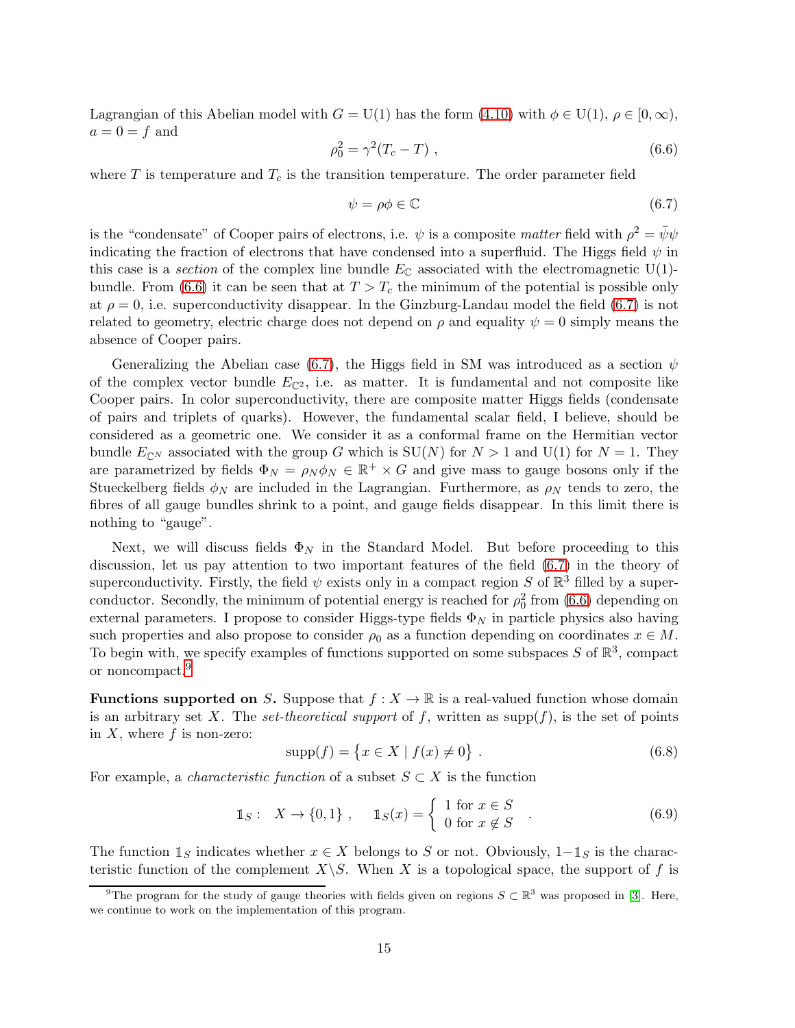Lagrangian of this Abelian model with $G = \mathrm{U}(1)$ has the form (4.10) with $\phi \in \mathrm{U}(1)$, $\rho \in [0, \infty)$, $a = 0 = f$ and

$$\rho_0^2 = \gamma^2 (T_c - T) \ , \tag{6.6}$$

where $T$ is temperature and $T_c$ is the transition temperature. The order parameter field

$$\psi = \rho\phi \in \mathbb{C} \tag{6.7}$$

is the "condensate" of Cooper pairs of electrons, i.e. $\psi$ is a composite *matter* field with $\rho^2 = \bar{\psi}\psi$ indicating the fraction of electrons that have condensed into a superfluid. The Higgs field $\psi$ in this case is a *section* of the complex line bundle $E_{\mathbb{C}}$ associated with the electromagnetic U(1)-bundle. From (6.6) it can be seen that at $T > T_c$ the minimum of the potential is possible only at $\rho = 0$, i.e. superconductivity disappear. In the Ginzburg-Landau model the field (6.7) is not related to geometry, electric charge does not depend on $\rho$ and equality $\psi = 0$ simply means the absence of Cooper pairs.

Generalizing the Abelian case (6.7), the Higgs field in SM was introduced as a section $\psi$ of the complex vector bundle $E_{\mathbb{C}^2}$, i.e. as matter. It is fundamental and not composite like Cooper pairs. In color superconductivity, there are composite matter Higgs fields (condensate of pairs and triplets of quarks). However, the fundamental scalar field, I believe, should be considered as a geometric one. We consider it as a conformal frame on the Hermitian vector bundle $E_{\mathbb{C}^N}$ associated with the group $G$ which is $\mathrm{SU}(N)$ for $N > 1$ and U(1) for $N = 1$. They are parametrized by fields $\Phi_N = \rho_N \phi_N \in \mathbb{R}^+ \times G$ and give mass to gauge bosons only if the Stueckelberg fields $\phi_N$ are included in the Lagrangian. Furthermore, as $\rho_N$ tends to zero, the fibres of all gauge bundles shrink to a point, and gauge fields disappear. In this limit there is nothing to "gauge".

Next, we will discuss fields $\Phi_N$ in the Standard Model. But before proceeding to this discussion, let us pay attention to two important features of the field (6.7) in the theory of superconductivity. Firstly, the field $\psi$ exists only in a compact region $S$ of $\mathbb{R}^3$ filled by a superconductor. Secondly, the minimum of potential energy is reached for $\rho_0^2$ from (6.6) depending on external parameters. I propose to consider Higgs-type fields $\Phi_N$ in particle physics also having such properties and also propose to consider $\rho_0$ as a function depending on coordinates $x \in M$. To begin with, we specify examples of functions supported on some subspaces $S$ of $\mathbb{R}^3$, compact or noncompact.[9]

**Functions supported on $S$.** Suppose that $f : X \to \mathbb{R}$ is a real-valued function whose domain is an arbitrary set $X$. The *set-theoretical support* of $f$, written as $\mathrm{supp}(f)$, is the set of points in $X$, where $f$ is non-zero:

$$\mathrm{supp}(f) = \left\{ x \in X \mid f(x) \neq 0 \right\} \ . \tag{6.8}$$

For example, a *characteristic function* of a subset $S \subset X$ is the function

$$\mathbb{1}_S : \quad X \to \{0, 1\} \ , \qquad \mathbb{1}_S(x) = \left\{ \begin{array}{l} 1 \text{ for } x \in S \\ 0 \text{ for } x \notin S \end{array} \right. \ . \tag{6.9}$$

The function $\mathbb{1}_S$ indicates whether $x \in X$ belongs to $S$ or not. Obviously, $1 - \mathbb{1}_S$ is the characteristic function of the complement $X \backslash S$. When $X$ is a topological space, the support of $f$ is

[9] The program for the study of gauge theories with fields given on regions $S \subset \mathbb{R}^3$ was proposed in [3]. Here, we continue to work on the implementation of this program.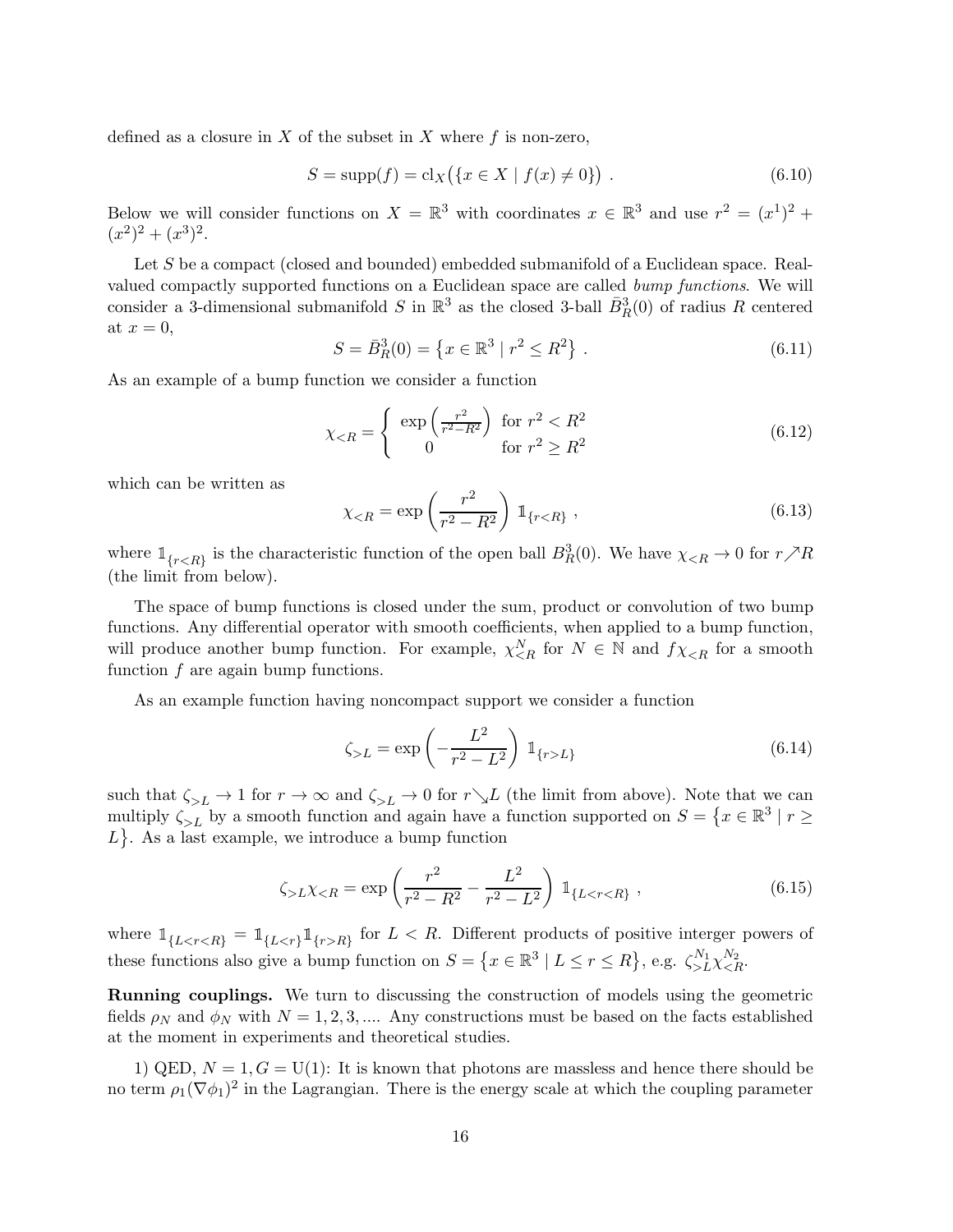defined as a closure in $X$ of the subset in $X$ where $f$ is non-zero,

$$S = \text{supp}(f) = \text{cl}_X\big(\{x \in X \mid f(x) \neq 0\}\big) \ . \tag{6.10}$$

Below we will consider functions on $X = \mathbb{R}^3$ with coordinates $x \in \mathbb{R}^3$ and use $r^2 = (x^1)^2 + (x^2)^2 + (x^3)^2$.

Let $S$ be a compact (closed and bounded) embedded submanifold of a Euclidean space. Real-valued compactly supported functions on a Euclidean space are called *bump functions*. We will consider a 3-dimensional submanifold $S$ in $\mathbb{R}^3$ as the closed 3-ball $\bar{B}^3_R(0)$ of radius $R$ centered at $x = 0$,

$$S = \bar{B}^3_R(0) = \left\{x \in \mathbb{R}^3 \mid r^2 \leq R^2\right\} \ . \tag{6.11}$$

As an example of a bump function we consider a function

$$\chi_{<R} = \left\{ \begin{array}{cl} \exp\left(\frac{r^2}{r^2 - R^2}\right) & \text{for } r^2 < R^2 \\ 0 & \text{for } r^2 \geq R^2 \end{array} \right. \tag{6.12}$$

which can be written as

$$\chi_{<R} = \exp\left(\frac{r^2}{r^2 - R^2}\right) \, \mathbb{1}_{\{r<R\}} \ , \tag{6.13}$$

where $\mathbb{1}_{\{r<R\}}$ is the characteristic function of the open ball $B^3_R(0)$. We have $\chi_{<R} \to 0$ for $r \nearrow R$ (the limit from below).

The space of bump functions is closed under the sum, product or convolution of two bump functions. Any differential operator with smooth coefficients, when applied to a bump function, will produce another bump function. For example, $\chi^N_{<R}$ for $N \in \mathbb{N}$ and $f\chi_{<R}$ for a smooth function $f$ are again bump functions.

As an example function having noncompact support we consider a function

$$\zeta_{>L} = \exp\left(-\frac{L^2}{r^2 - L^2}\right) \, \mathbb{1}_{\{r>L\}} \tag{6.14}$$

such that $\zeta_{>L} \to 1$ for $r \to \infty$ and $\zeta_{>L} \to 0$ for $r \searrow L$ (the limit from above). Note that we can multiply $\zeta_{>L}$ by a smooth function and again have a function supported on $S = \left\{x \in \mathbb{R}^3 \mid r \geq L\right\}$. As a last example, we introduce a bump function

$$\zeta_{>L}\chi_{<R} = \exp\left(\frac{r^2}{r^2 - R^2} - \frac{L^2}{r^2 - L^2}\right) \, \mathbb{1}_{\{L<r<R\}} \ , \tag{6.15}$$

where $\mathbb{1}_{\{L<r<R\}} = \mathbb{1}_{\{L<r\}}\mathbb{1}_{\{r>R\}}$ for $L < R$. Different products of positive interger powers of these functions also give a bump function on $S = \left\{x \in \mathbb{R}^3 \mid L \leq r \leq R\right\}$, e.g. $\zeta^{N_1}_{>L}\chi^{N_2}_{<R}$.

**Running couplings.** We turn to discussing the construction of models using the geometric fields $\rho_N$ and $\phi_N$ with $N = 1, 2, 3, ....$ Any constructions must be based on the facts established at the moment in experiments and theoretical studies.

1) QED, $N = 1, G = \text{U}(1)$: It is known that photons are massless and hence there should be no term $\rho_1(\nabla\phi_1)^2$ in the Lagrangian. There is the energy scale at which the coupling parameter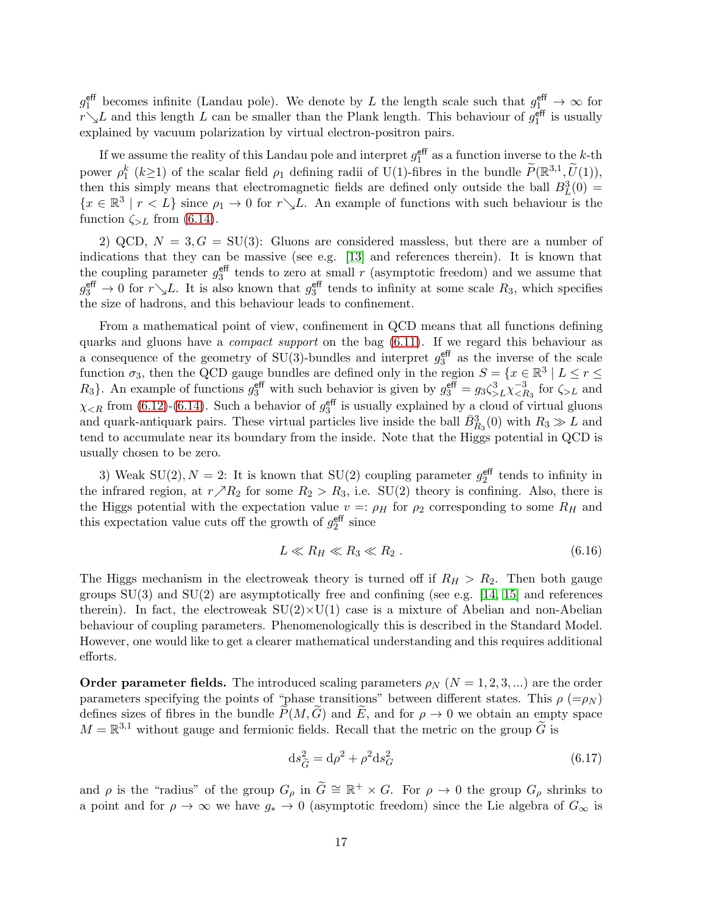$g_1^{\rm eff}$ becomes infinite (Landau pole). We denote by $L$ the length scale such that $g_1^{\rm eff}\to\infty$ for $r\searrow L$ and this length $L$ can be smaller than the Plank length. This behaviour of $g_1^{\rm eff}$ is usually explained by vacuum polarization by virtual electron-positron pairs.

If we assume the reality of this Landau pole and interpret $g_1^{\rm eff}$ as a function inverse to the $k$-th power $\rho_1^k$ ($k\geq 1$) of the scalar field $\rho_1$ defining radii of U(1)-fibres in the bundle $\widetilde{P}(\mathbb{R}^{3,1},\widetilde{U}(1))$, then this simply means that electromagnetic fields are defined only outside the ball $B_L^3(0) = \{x\in\mathbb{R}^3 \mid r<L\}$ since $\rho_1\to 0$ for $r\searrow L$. An example of functions with such behaviour is the function $\zeta_{>L}$ from (6.14).

2) QCD, $N=3, G=\mathrm{SU}(3)$: Gluons are considered massless, but there are a number of indications that they can be massive (see e.g. [13] and references therein). It is known that the coupling parameter $g_3^{\rm eff}$ tends to zero at small $r$ (asymptotic freedom) and we assume that $g_3^{\rm eff}\to 0$ for $r\searrow L$. It is also known that $g_3^{\rm eff}$ tends to infinity at some scale $R_3$, which specifies the size of hadrons, and this behaviour leads to confinement.

From a mathematical point of view, confinement in QCD means that all functions defining quarks and gluons have a *compact support* on the bag (6.11). If we regard this behaviour as a consequence of the geometry of SU(3)-bundles and interpret $g_3^{\rm eff}$ as the inverse of the scale function $\sigma_3$, then the QCD gauge bundles are defined only in the region $S=\{x\in\mathbb{R}^3\mid L\leq r\leq R_3\}$. An example of functions $g_3^{\rm eff}$ with such behavior is given by $g_3^{\rm eff}=g_3\zeta_{>L}^3\chi_{<R_3}^{-3}$ for $\zeta_{>L}$ and $\chi_{<R}$ from (6.12)-(6.14). Such a behavior of $g_3^{\rm eff}$ is usually explained by a cloud of virtual gluons and quark-antiquark pairs. These virtual particles live inside the ball $\bar{B}_{R_3}^3(0)$ with $R_3\gg L$ and tend to accumulate near its boundary from the inside. Note that the Higgs potential in QCD is usually chosen to be zero.

3) Weak SU(2), $N=2$: It is known that SU(2) coupling parameter $g_2^{\rm eff}$ tends to infinity in the infrared region, at $r\nearrow R_2$ for some $R_2>R_3$, i.e. SU(2) theory is confining. Also, there is the Higgs potential with the expectation value $v=:\rho_H$ for $\rho_2$ corresponding to some $R_H$ and this expectation value cuts off the growth of $g_2^{\rm eff}$ since

$$L\ll R_H\ll R_3\ll R_2\ . \tag{6.16}$$

The Higgs mechanism in the electroweak theory is turned off if $R_H>R_2$. Then both gauge groups SU(3) and SU(2) are asymptotically free and confining (see e.g. [14, 15] and references therein). In fact, the electroweak SU(2)×U(1) case is a mixture of Abelian and non-Abelian behaviour of coupling parameters. Phenomenologically this is described in the Standard Model. However, one would like to get a clearer mathematical understanding and this requires additional efforts.

**Order parameter fields.** The introduced scaling parameters $\rho_N$ ($N=1,2,3,...$) are the order parameters specifying the points of "phase transitions" between different states. This $\rho$ ($=\rho_N$) defines sizes of fibres in the bundle $\widetilde{P}(M,\widetilde{G})$ and $\widetilde{E}$, and for $\rho\to 0$ we obtain an empty space $M=\mathbb{R}^{3,1}$ without gauge and fermionic fields. Recall that the metric on the group $\widetilde{G}$ is

$$\mathrm{d}s^2_{\widetilde{G}}=\mathrm{d}\rho^2+\rho^2\mathrm{d}s^2_G \tag{6.17}$$

and $\rho$ is the "radius" of the group $G_\rho$ in $\widetilde{G}\cong\mathbb{R}^+\times G$. For $\rho\to 0$ the group $G_\rho$ shrinks to a point and for $\rho\to\infty$ we have $g_*\to 0$ (asymptotic freedom) since the Lie algebra of $G_\infty$ is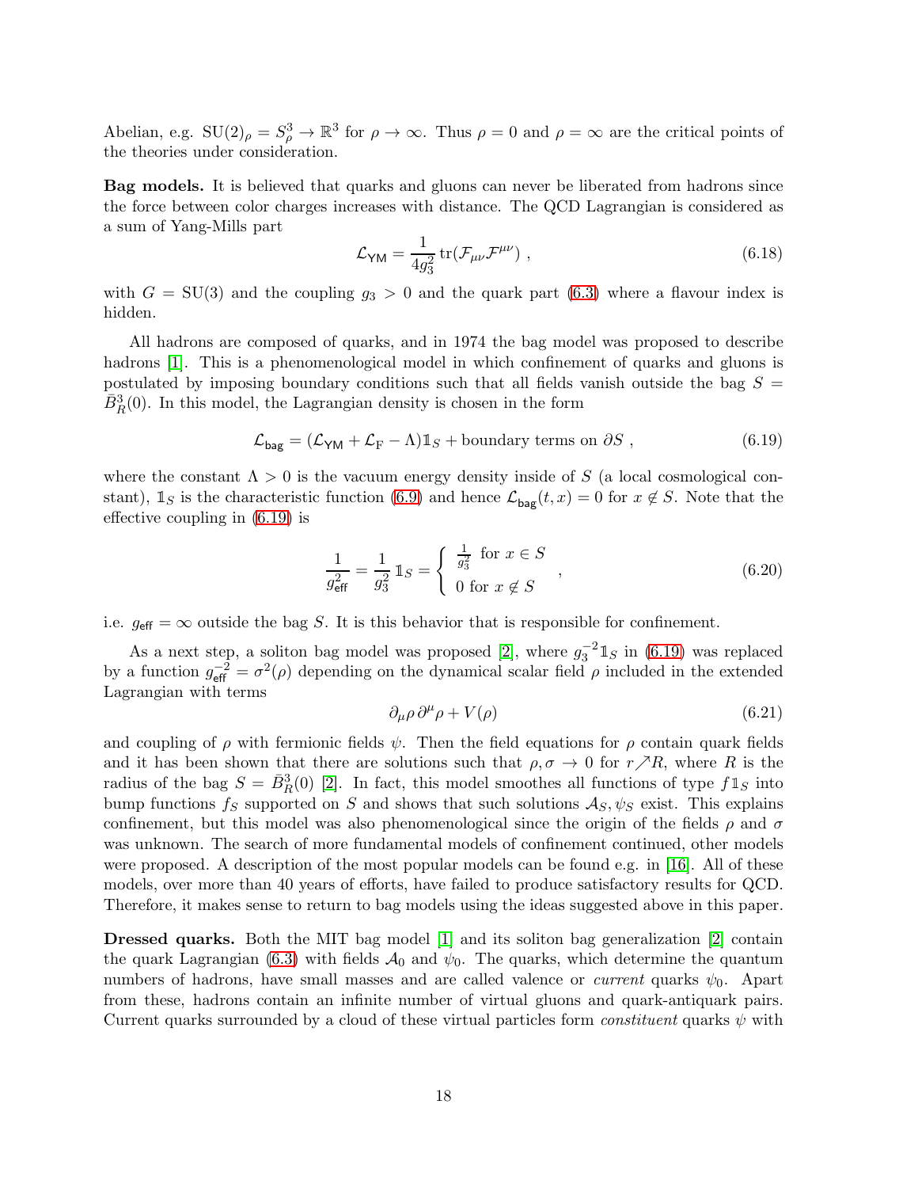Abelian, e.g. $\mathrm{SU}(2)_\rho = S^3_\rho \to \mathbb{R}^3$ for $\rho \to \infty$. Thus $\rho = 0$ and $\rho = \infty$ are the critical points of the theories under consideration.

**Bag models.** It is believed that quarks and gluons can never be liberated from hadrons since the force between color charges increases with distance. The QCD Lagrangian is considered as a sum of Yang-Mills part

$$\mathcal{L}_{\mathsf{YM}} = \frac{1}{4g_3^2}\,\mathrm{tr}(\mathcal{F}_{\mu\nu}\mathcal{F}^{\mu\nu})\ , \tag{6.18}$$

with $G = \mathrm{SU}(3)$ and the coupling $g_3 > 0$ and the quark part (6.3) where a flavour index is hidden.

All hadrons are composed of quarks, and in 1974 the bag model was proposed to describe hadrons [1]. This is a phenomenological model in which confinement of quarks and gluons is postulated by imposing boundary conditions such that all fields vanish outside the bag $S = \bar{B}^3_R(0)$. In this model, the Lagrangian density is chosen in the form

$$\mathcal{L}_{\mathsf{bag}} = (\mathcal{L}_{\mathsf{YM}} + \mathcal{L}_{\mathrm{F}} - \Lambda)\mathbb{1}_S + \text{boundary terms on } \partial S\ , \tag{6.19}$$

where the constant $\Lambda > 0$ is the vacuum energy density inside of $S$ (a local cosmological constant), $\mathbb{1}_S$ is the characteristic function (6.9) and hence $\mathcal{L}_{\mathsf{bag}}(t,x) = 0$ for $x \notin S$. Note that the effective coupling in (6.19) is

$$\frac{1}{g^2_{\mathsf{eff}}} = \frac{1}{g_3^2}\,\mathbb{1}_S = \begin{cases} \frac{1}{g_3^2} & \text{for } x \in S \\ 0 & \text{for } x \notin S \end{cases}\ , \tag{6.20}$$

i.e. $g_{\mathsf{eff}} = \infty$ outside the bag $S$. It is this behavior that is responsible for confinement.

As a next step, a soliton bag model was proposed [2], where $g_3^{-2}\mathbb{1}_S$ in (6.19) was replaced by a function $g^{-2}_{\mathsf{eff}} = \sigma^2(\rho)$ depending on the dynamical scalar field $\rho$ included in the extended Lagrangian with terms

$$\partial_\mu\rho\,\partial^\mu\rho + V(\rho) \tag{6.21}$$

and coupling of $\rho$ with fermionic fields $\psi$. Then the field equations for $\rho$ contain quark fields and it has been shown that there are solutions such that $\rho, \sigma \to 0$ for $r \nearrow R$, where $R$ is the radius of the bag $S = \bar{B}^3_R(0)$ [2]. In fact, this model smoothes all functions of type $f\mathbb{1}_S$ into bump functions $f_S$ supported on $S$ and shows that such solutions $\mathcal{A}_S, \psi_S$ exist. This explains confinement, but this model was also phenomenological since the origin of the fields $\rho$ and $\sigma$ was unknown. The search of more fundamental models of confinement continued, other models were proposed. A description of the most popular models can be found e.g. in [16]. All of these models, over more than 40 years of efforts, have failed to produce satisfactory results for QCD. Therefore, it makes sense to return to bag models using the ideas suggested above in this paper.

**Dressed quarks.** Both the MIT bag model [1] and its soliton bag generalization [2] contain the quark Lagrangian (6.3) with fields $\mathcal{A}_0$ and $\psi_0$. The quarks, which determine the quantum numbers of hadrons, have small masses and are called valence or *current* quarks $\psi_0$. Apart from these, hadrons contain an infinite number of virtual gluons and quark-antiquark pairs. Current quarks surrounded by a cloud of these virtual particles form *constituent* quarks $\psi$ with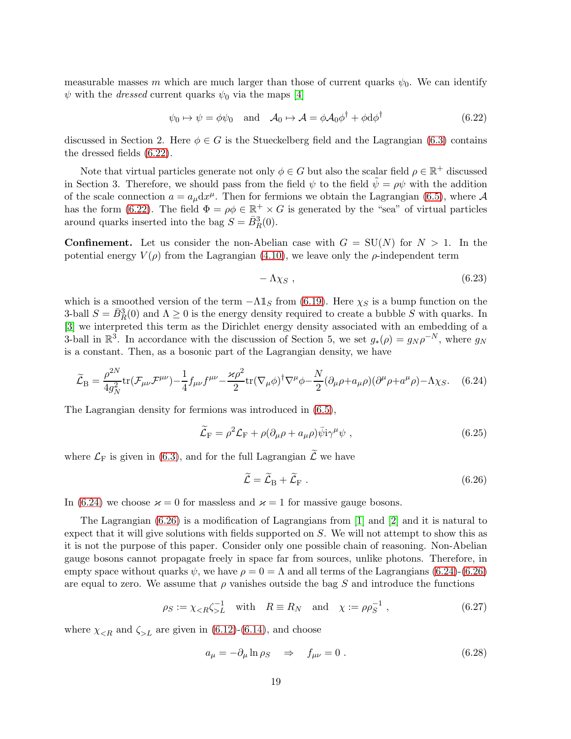measurable masses $m$ which are much larger than those of current quarks $\psi_0$. We can identify $\psi$ with the *dressed* current quarks $\psi_0$ via the maps [4]

$$\psi_0 \mapsto \psi = \phi\psi_0 \quad \text{and} \quad \mathcal{A}_0 \mapsto \mathcal{A} = \phi\mathcal{A}_0\phi^\dagger + \phi \mathrm{d}\phi^\dagger \tag{6.22}$$

discussed in Section 2. Here $\phi \in G$ is the Stueckelberg field and the Lagrangian (6.3) contains the dressed fields (6.22).

Note that virtual particles generate not only $\phi \in G$ but also the scalar field $\rho \in \mathbb{R}^+$ discussed in Section 3. Therefore, we should pass from the field $\psi$ to the field $\tilde{\psi} = \rho\psi$ with the addition of the scale connection $a = a_\mu dx^\mu$. Then for fermions we obtain the Lagrangian (6.5), where $\mathcal{A}$ has the form (6.22). The field $\Phi = \rho\phi \in \mathbb{R}^+ \times G$ is generated by the "sea" of virtual particles around quarks inserted into the bag $S = \bar{B}^3_R(0)$.

**Confinement.** Let us consider the non-Abelian case with $G = \mathrm{SU}(N)$ for $N > 1$. In the potential energy $V(\rho)$ from the Lagrangian (4.10), we leave only the $\rho$-independent term

$$-\Lambda\chi_S \ , \tag{6.23}$$

which is a smoothed version of the term $-\Lambda\mathbb{1}_S$ from (6.19). Here $\chi_S$ is a bump function on the 3-ball $S = \bar{B}^3_R(0)$ and $\Lambda \geq 0$ is the energy density required to create a bubble $S$ with quarks. In [3] we interpreted this term as the Dirichlet energy density associated with an embedding of a 3-ball in $\mathbb{R}^3$. In accordance with the discussion of Section 5, we set $g_*(\rho) = g_N\rho^{-N}$, where $g_N$ is a constant. Then, as a bosonic part of the Lagrangian density, we have

$$\widetilde{\mathcal{L}}_\mathrm{B} = \frac{\rho^{2N}}{4g_N^2}\mathrm{tr}(\mathcal{F}_{\mu\nu}\mathcal{F}^{\mu\nu}) - \frac{1}{4}f_{\mu\nu}f^{\mu\nu} - \frac{\varkappa\rho^2}{2}\mathrm{tr}(\nabla_\mu\phi)^\dagger\nabla^\mu\phi - \frac{N}{2}(\partial_\mu\rho + a_\mu\rho)(\partial^\mu\rho + a^\mu\rho) - \Lambda\chi_S. \tag{6.24}$$

The Lagrangian density for fermions was introduced in (6.5),

$$\widetilde{\mathcal{L}}_\mathrm{F} = \rho^2\mathcal{L}_\mathrm{F} + \rho(\partial_\mu\rho + a_\mu\rho)\bar{\psi}\mathrm{i}\gamma^\mu\psi \ , \tag{6.25}$$

where $\mathcal{L}_\mathrm{F}$ is given in (6.3), and for the full Lagrangian $\widetilde{\mathcal{L}}$ we have

$$\widetilde{\mathcal{L}} = \widetilde{\mathcal{L}}_\mathrm{B} + \widetilde{\mathcal{L}}_\mathrm{F} \ . \tag{6.26}$$

In (6.24) we choose $\varkappa = 0$ for massless and $\varkappa = 1$ for massive gauge bosons.

The Lagrangian (6.26) is a modification of Lagrangians from [1] and [2] and it is natural to expect that it will give solutions with fields supported on $S$. We will not attempt to show this as it is not the purpose of this paper. Consider only one possible chain of reasoning. Non-Abelian gauge bosons cannot propagate freely in space far from sources, unlike photons. Therefore, in empty space without quarks $\psi$, we have $\rho = 0 = \Lambda$ and all terms of the Lagrangians (6.24)-(6.26) are equal to zero. We assume that $\rho$ vanishes outside the bag $S$ and introduce the functions

$$\rho_S := \chi_{<R}\zeta^{-1}_{>L} \quad \text{with} \quad R \equiv R_N \quad \text{and} \quad \chi := \rho\rho_S^{-1} \ , \tag{6.27}$$

where $\chi_{<R}$ and $\zeta_{>L}$ are given in (6.12)-(6.14), and choose

$$a_\mu = -\partial_\mu \ln\rho_S \quad \Rightarrow \quad f_{\mu\nu} = 0 \ . \tag{6.28}$$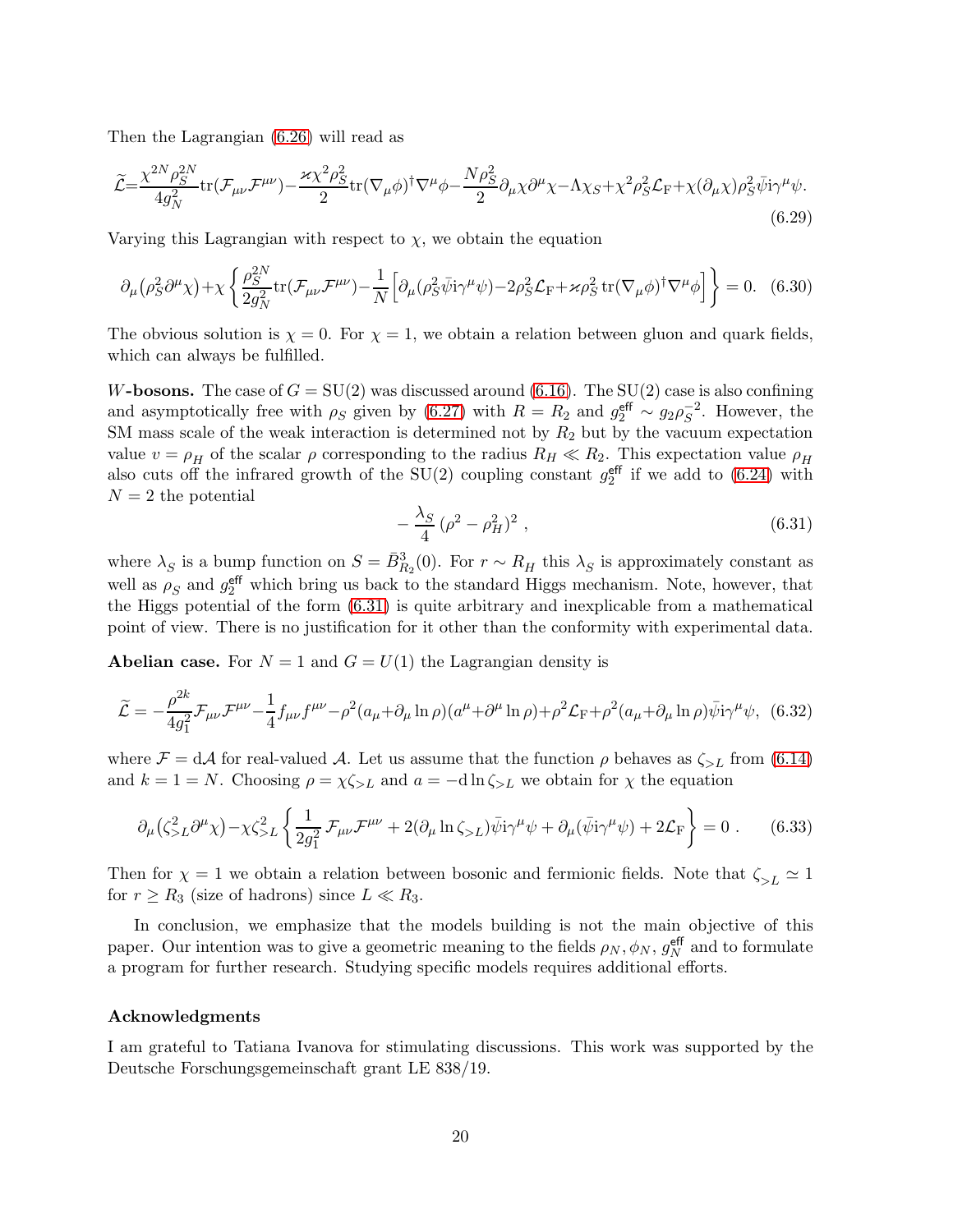Then the Lagrangian (6.26) will read as

$$
\widetilde{\mathcal{L}}=\frac{\chi^{2N}\rho_S^{2N}}{4g_N^2}\mathrm{tr}(\mathcal{F}_{\mu\nu}\mathcal{F}^{\mu\nu})-\frac{\varkappa\chi^2\rho_S^2}{2}\mathrm{tr}(\nabla_\mu\phi)^\dagger\nabla^\mu\phi-\frac{N\rho_S^2}{2}\partial_\mu\chi\partial^\mu\chi-\Lambda\chi_S+\chi^2\rho_S^2\mathcal{L}_{\mathrm{F}}+\chi(\partial_\mu\chi)\rho_S^2\bar{\psi}\mathrm{i}\gamma^\mu\psi. \tag{6.29}
$$

Varying this Lagrangian with respect to $\chi$, we obtain the equation

$$
\partial_\mu\big(\rho_S^2\partial^\mu\chi\big)+\chi\left\{\frac{\rho_S^{2N}}{2g_N^2}\mathrm{tr}(\mathcal{F}_{\mu\nu}\mathcal{F}^{\mu\nu})-\frac{1}{N}\Big[\partial_\mu(\rho_S^2\bar{\psi}\mathrm{i}\gamma^\mu\psi)-2\rho_S^2\mathcal{L}_{\mathrm{F}}+\varkappa\rho_S^2\,\mathrm{tr}(\nabla_\mu\phi)^\dagger\nabla^\mu\phi\Big]\right\}=0. \tag{6.30}
$$

The obvious solution is $\chi=0$. For $\chi=1$, we obtain a relation between gluon and quark fields, which can always be fulfilled.

***W*-bosons.** The case of $G=\mathrm{SU}(2)$ was discussed around (6.16). The SU(2) case is also confining and asymptotically free with $\rho_S$ given by (6.27) with $R=R_2$ and $g_2^{\mathsf{eff}}\sim g_2\rho_S^{-2}$. However, the SM mass scale of the weak interaction is determined not by $R_2$ but by the vacuum expectation value $v=\rho_H$ of the scalar $\rho$ corresponding to the radius $R_H\ll R_2$. This expectation value $\rho_H$ also cuts off the infrared growth of the SU(2) coupling constant $g_2^{\mathsf{eff}}$ if we add to (6.24) with $N=2$ the potential

$$
-\frac{\lambda_S}{4}\left(\rho^2-\rho_H^2\right)^2\,, \tag{6.31}
$$

where $\lambda_S$ is a bump function on $S=\bar{B}^3_{R_2}(0)$. For $r\sim R_H$ this $\lambda_S$ is approximately constant as well as $\rho_S$ and $g_2^{\mathsf{eff}}$ which bring us back to the standard Higgs mechanism. Note, however, that the Higgs potential of the form (6.31) is quite arbitrary and inexplicable from a mathematical point of view. There is no justification for it other than the conformity with experimental data.

**Abelian case.** For $N=1$ and $G=U(1)$ the Lagrangian density is

$$
\widetilde{\mathcal{L}}=-\frac{\rho^{2k}}{4g_1^2}\mathcal{F}_{\mu\nu}\mathcal{F}^{\mu\nu}-\frac{1}{4}f_{\mu\nu}f^{\mu\nu}-\rho^2(a_\mu+\partial_\mu\ln\rho)(a^\mu+\partial^\mu\ln\rho)+\rho^2\mathcal{L}_{\mathrm{F}}+\rho^2(a_\mu+\partial_\mu\ln\rho)\bar{\psi}\mathrm{i}\gamma^\mu\psi, \tag{6.32}
$$

where $\mathcal{F}=\mathrm{d}\mathcal{A}$ for real-valued $\mathcal{A}$. Let us assume that the function $\rho$ behaves as $\zeta_{>L}$ from (6.14) and $k=1=N$. Choosing $\rho=\chi\zeta_{>L}$ and $a=-\mathrm{d}\ln\zeta_{>L}$ we obtain for $\chi$ the equation

$$
\partial_\mu\big(\zeta_{>L}^2\partial^\mu\chi\big)-\chi\zeta_{>L}^2\left\{\frac{1}{2g_1^2}\,\mathcal{F}_{\mu\nu}\mathcal{F}^{\mu\nu}+2(\partial_\mu\ln\zeta_{>L})\bar{\psi}\mathrm{i}\gamma^\mu\psi+\partial_\mu(\bar{\psi}\mathrm{i}\gamma^\mu\psi)+2\mathcal{L}_{\mathrm{F}}\right\}=0\,. \tag{6.33}
$$

Then for $\chi=1$ we obtain a relation between bosonic and fermionic fields. Note that $\zeta_{>L}\simeq 1$ for $r\geq R_3$ (size of hadrons) since $L\ll R_3$.

In conclusion, we emphasize that the models building is not the main objective of this paper. Our intention was to give a geometric meaning to the fields $\rho_N,\phi_N,\,g_N^{\mathsf{eff}}$ and to formulate a program for further research. Studying specific models requires additional efforts.

### Acknowledgments

I am grateful to Tatiana Ivanova for stimulating discussions. This work was supported by the Deutsche Forschungsgemeinschaft grant LE 838/19.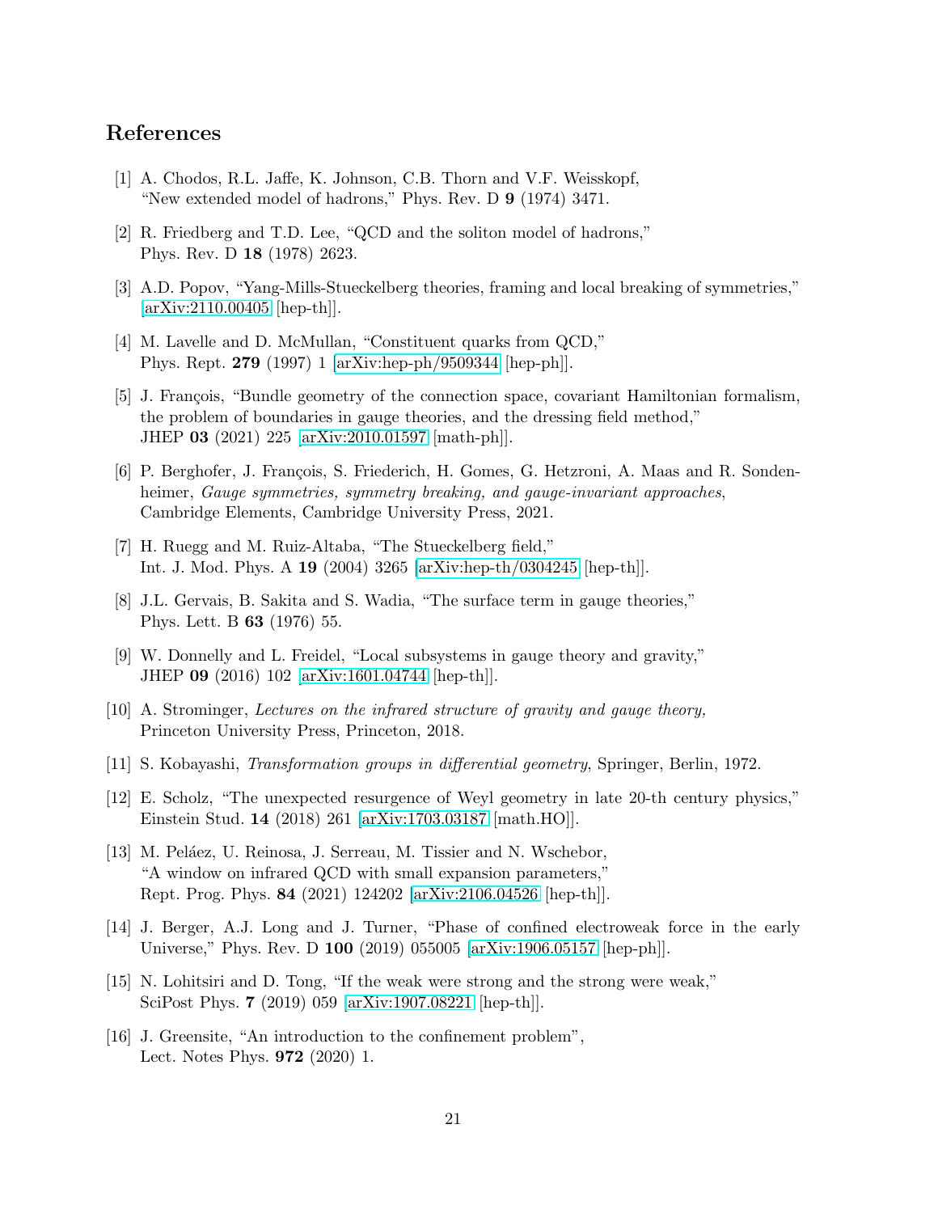## References

[1] A. Chodos, R.L. Jaffe, K. Johnson, C.B. Thorn and V.F. Weisskopf, "New extended model of hadrons," Phys. Rev. D **9** (1974) 3471.

[2] R. Friedberg and T.D. Lee, "QCD and the soliton model of hadrons," Phys. Rev. D **18** (1978) 2623.

[3] A.D. Popov, "Yang-Mills-Stueckelberg theories, framing and local breaking of symmetries," [arXiv:2110.00405 [hep-th]].

[4] M. Lavelle and D. McMullan, "Constituent quarks from QCD," Phys. Rept. **279** (1997) 1 [arXiv:hep-ph/9509344 [hep-ph]].

[5] J. François, "Bundle geometry of the connection space, covariant Hamiltonian formalism, the problem of boundaries in gauge theories, and the dressing field method," JHEP **03** (2021) 225 [arXiv:2010.01597 [math-ph]].

[6] P. Berghofer, J. François, S. Friederich, H. Gomes, G. Hetzroni, A. Maas and R. Sondenheimer, *Gauge symmetries, symmetry breaking, and gauge-invariant approaches*, Cambridge Elements, Cambridge University Press, 2021.

[7] H. Ruegg and M. Ruiz-Altaba, "The Stueckelberg field," Int. J. Mod. Phys. A **19** (2004) 3265 [arXiv:hep-th/0304245 [hep-th]].

[8] J.L. Gervais, B. Sakita and S. Wadia, "The surface term in gauge theories," Phys. Lett. B **63** (1976) 55.

[9] W. Donnelly and L. Freidel, "Local subsystems in gauge theory and gravity," JHEP **09** (2016) 102 [arXiv:1601.04744 [hep-th]].

[10] A. Strominger, *Lectures on the infrared structure of gravity and gauge theory,* Princeton University Press, Princeton, 2018.

[11] S. Kobayashi, *Transformation groups in differential geometry,* Springer, Berlin, 1972.

[12] E. Scholz, "The unexpected resurgence of Weyl geometry in late 20-th century physics," Einstein Stud. **14** (2018) 261 [arXiv:1703.03187 [math.HO]].

[13] M. Peláez, U. Reinosa, J. Serreau, M. Tissier and N. Wschebor, "A window on infrared QCD with small expansion parameters," Rept. Prog. Phys. **84** (2021) 124202 [arXiv:2106.04526 [hep-th]].

[14] J. Berger, A.J. Long and J. Turner, "Phase of confined electroweak force in the early Universe," Phys. Rev. D **100** (2019) 055005 [arXiv:1906.05157 [hep-ph]].

[15] N. Lohitsiri and D. Tong, "If the weak were strong and the strong were weak," SciPost Phys. **7** (2019) 059 [arXiv:1907.08221 [hep-th]].

[16] J. Greensite, "An introduction to the confinement problem", Lect. Notes Phys. **972** (2020) 1.